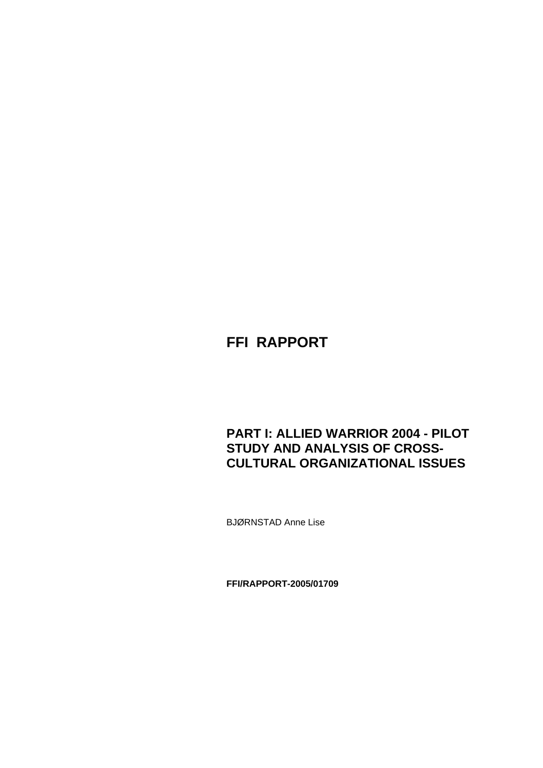# FFI RAPPORT

## PART I: ALLIED WARRIOR 2004 - PILOT STUDY AND ANALYSIS OF CROSS-CULTURAL ORGANIZATIONAL ISSUES

BJØRNSTAD Anne Lise

**FFI/RAPPORT-2005/01709**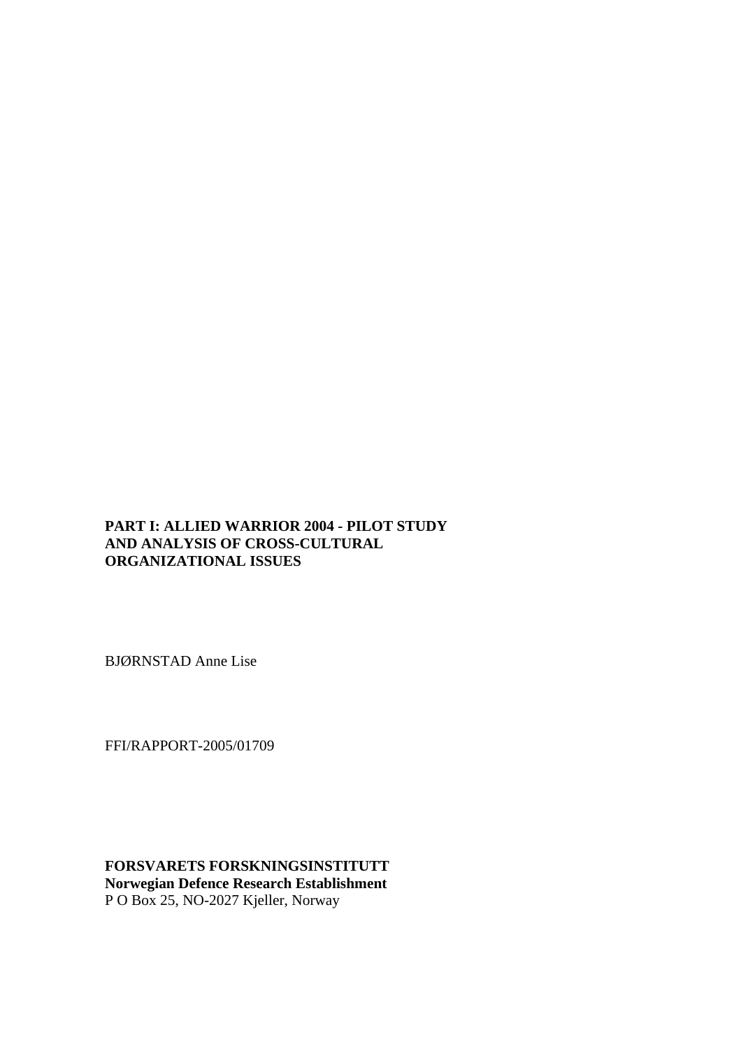**PART I: ALLIED WARRIOR 2004 - PILOT STUDY AND ANALYSIS OF CROSS-CULTURAL ORGANIZATIONAL ISSUES**

BJØRNSTAD Anne Lise

FFI/RAPPORT-2005/01709

**FORSVARETS FORSKNINGSINSTITUTT**
**Norwegian Defence Research Establishment**
P O Box 25, NO-2027 Kjeller, Norway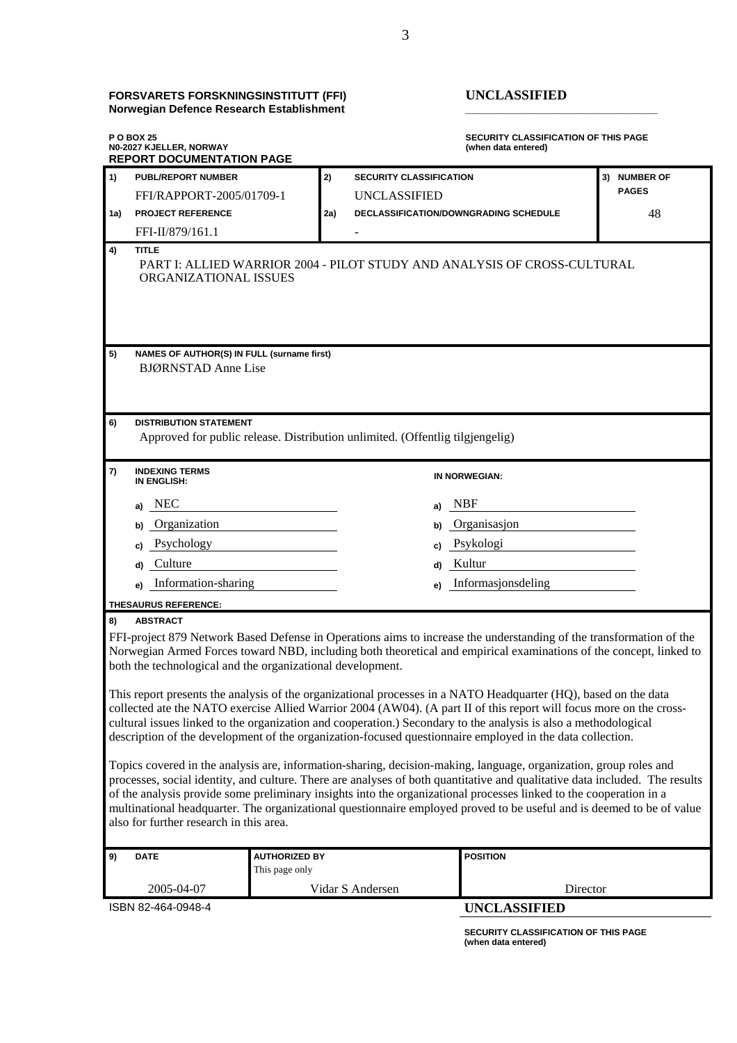**FORSVARETS FORSKNINGSINSTITUTT (FFI)**
**Norwegian Defence Research Establishment**

**UNCLASSIFIED**

**P O BOX 25**
**N0-2027 KJELLER, NORWAY**
**REPORT DOCUMENTATION PAGE**

**SECURITY CLASSIFICATION OF THIS PAGE**
**(when data entered)**

| | | | |
|---|---|---|---|
| **1) PUBL/REPORT NUMBER** FFI/RAPPORT-2005/01709-1 | **2) SECURITY CLASSIFICATION** UNCLASSIFIED | **3) NUMBER OF PAGES** 48 |
| **1a) PROJECT REFERENCE** FFI-II/879/161.1 | **2a) DECLASSIFICATION/DOWNGRADING SCHEDULE** - | |

**4) TITLE**
PART I: ALLIED WARRIOR 2004 - PILOT STUDY AND ANALYSIS OF CROSS-CULTURAL ORGANIZATIONAL ISSUES

**5) NAMES OF AUTHOR(S) IN FULL (surname first)**
BJØRNSTAD Anne Lise

**6) DISTRIBUTION STATEMENT**
Approved for public release. Distribution unlimited. (Offentlig tilgjengelig)

**7) INDEXING TERMS**

| IN ENGLISH: | IN NORWEGIAN: |
|---|---|
| a) NEC | a) NBF |
| b) Organization | b) Organisasjon |
| c) Psychology | c) Psykologi |
| d) Culture | d) Kultur |
| e) Information-sharing | e) Informasjonsdeling |

**THESAURUS REFERENCE:**

**8) ABSTRACT**

FFI-project 879 Network Based Defense in Operations aims to increase the understanding of the transformation of the Norwegian Armed Forces toward NBD, including both theoretical and empirical examinations of the concept, linked to both the technological and the organizational development.

This report presents the analysis of the organizational processes in a NATO Headquarter (HQ), based on the data collected ate the NATO exercise Allied Warrior 2004 (AW04). (A part II of this report will focus more on the cross-cultural issues linked to the organization and cooperation.) Secondary to the analysis is also a methodological description of the development of the organization-focused questionnaire employed in the data collection.

Topics covered in the analysis are, information-sharing, decision-making, language, organization, group roles and processes, social identity, and culture. There are analyses of both quantitative and qualitative data included. The results of the analysis provide some preliminary insights into the organizational processes linked to the cooperation in a multinational headquarter. The organizational questionnaire employed proved to be useful and is deemed to be of value also for further research in this area.

| **9) DATE** | **AUTHORIZED BY** This page only | **POSITION** |
|---|---|---|
| 2005-04-07 | Vidar S Andersen | Director |

ISBN 82-464-0948-4

**UNCLASSIFIED**

**SECURITY CLASSIFICATION OF THIS PAGE**
**(when data entered)**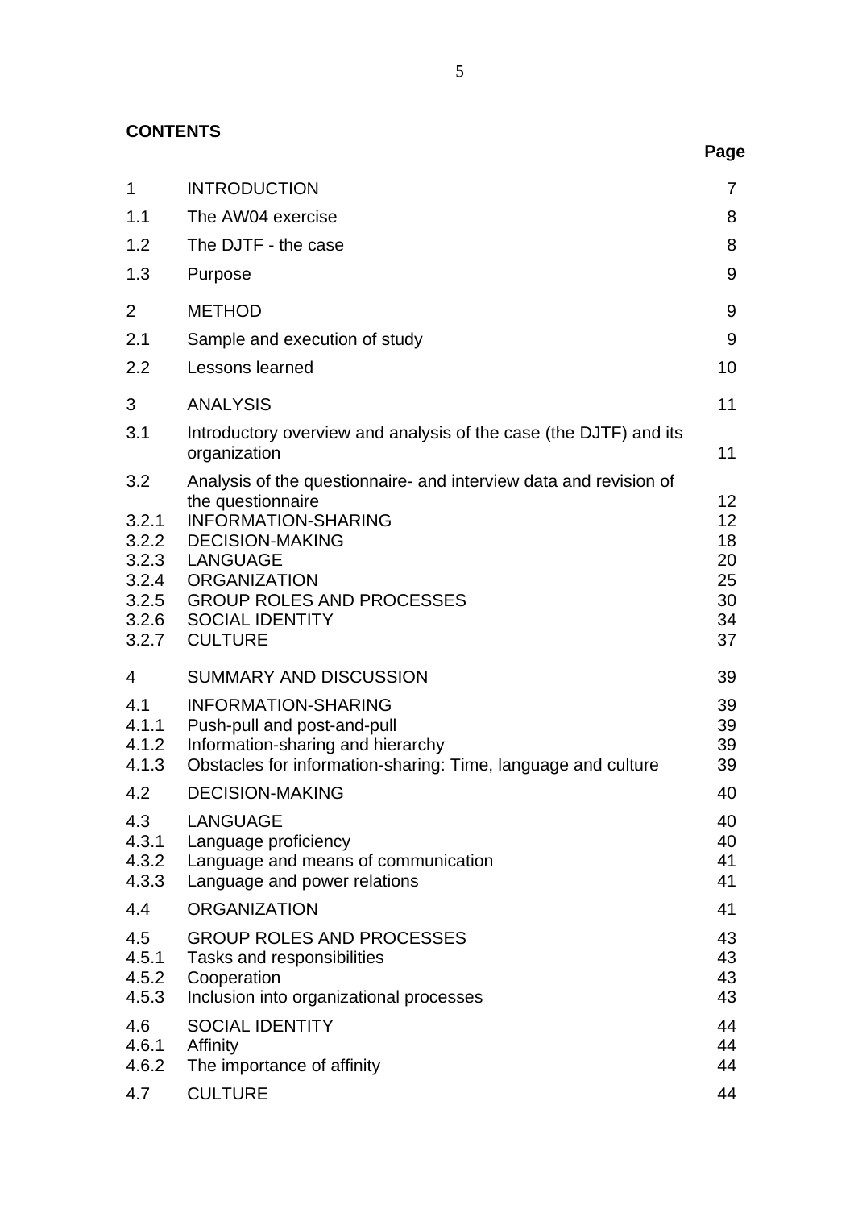**CONTENTS**

| | | Page |
|---|---|---|
| 1 | INTRODUCTION | 7 |
| 1.1 | The AW04 exercise | 8 |
| 1.2 | The DJTF - the case | 8 |
| 1.3 | Purpose | 9 |
| 2 | METHOD | 9 |
| 2.1 | Sample and execution of study | 9 |
| 2.2 | Lessons learned | 10 |
| 3 | ANALYSIS | 11 |
| 3.1 | Introductory overview and analysis of the case (the DJTF) and its organization | 11 |
| 3.2 | Analysis of the questionnaire- and interview data and revision of the questionnaire | 12 |
| 3.2.1 | INFORMATION-SHARING | 12 |
| 3.2.2 | DECISION-MAKING | 18 |
| 3.2.3 | LANGUAGE | 20 |
| 3.2.4 | ORGANIZATION | 25 |
| 3.2.5 | GROUP ROLES AND PROCESSES | 30 |
| 3.2.6 | SOCIAL IDENTITY | 34 |
| 3.2.7 | CULTURE | 37 |
| 4 | SUMMARY AND DISCUSSION | 39 |
| 4.1 | INFORMATION-SHARING | 39 |
| 4.1.1 | Push-pull and post-and-pull | 39 |
| 4.1.2 | Information-sharing and hierarchy | 39 |
| 4.1.3 | Obstacles for information-sharing: Time, language and culture | 39 |
| 4.2 | DECISION-MAKING | 40 |
| 4.3 | LANGUAGE | 40 |
| 4.3.1 | Language proficiency | 40 |
| 4.3.2 | Language and means of communication | 41 |
| 4.3.3 | Language and power relations | 41 |
| 4.4 | ORGANIZATION | 41 |
| 4.5 | GROUP ROLES AND PROCESSES | 43 |
| 4.5.1 | Tasks and responsibilities | 43 |
| 4.5.2 | Cooperation | 43 |
| 4.5.3 | Inclusion into organizational processes | 43 |
| 4.6 | SOCIAL IDENTITY | 44 |
| 4.6.1 | Affinity | 44 |
| 4.6.2 | The importance of affinity | 44 |
| 4.7 | CULTURE | 44 |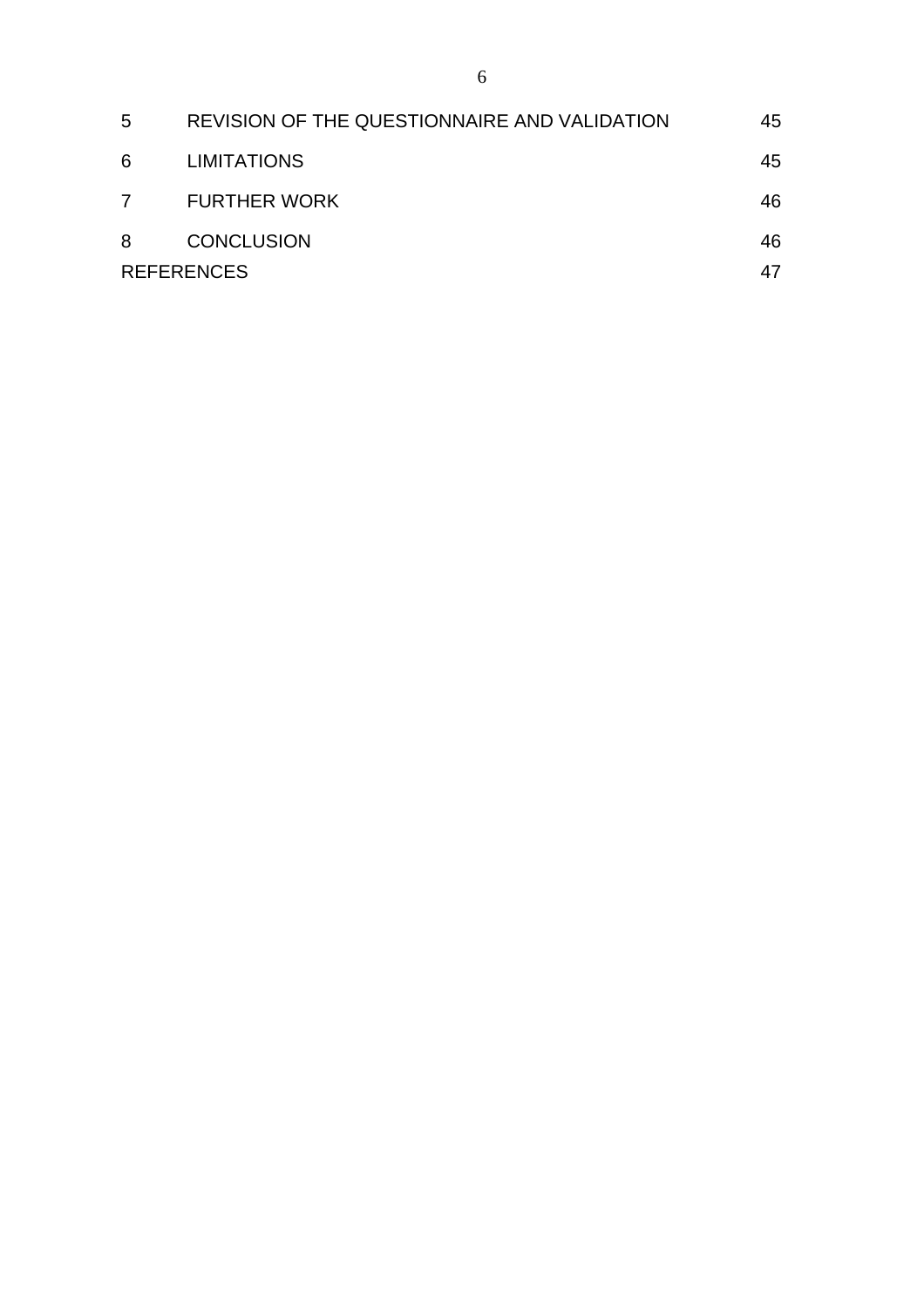| | | |
|---|---|---|
| 5 | REVISION OF THE QUESTIONNAIRE AND VALIDATION | 45 |
| 6 | LIMITATIONS | 45 |
| 7 | FURTHER WORK | 46 |
| 8 | CONCLUSION | 46 |
| REFERENCES | | 47 |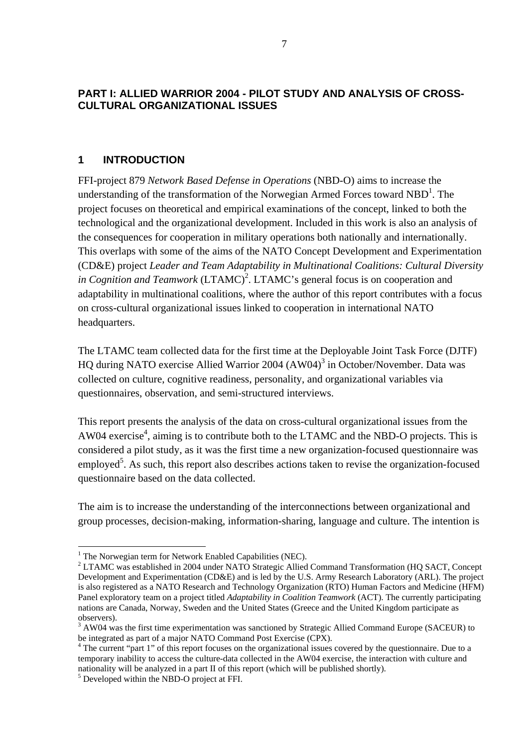# PART I: ALLIED WARRIOR 2004 - PILOT STUDY AND ANALYSIS OF CROSS-CULTURAL ORGANIZATIONAL ISSUES

## 1 INTRODUCTION

FFI-project 879 *Network Based Defense in Operations* (NBD-O) aims to increase the understanding of the transformation of the Norwegian Armed Forces toward NBD[1]. The project focuses on theoretical and empirical examinations of the concept, linked to both the technological and the organizational development. Included in this work is also an analysis of the consequences for cooperation in military operations both nationally and internationally. This overlaps with some of the aims of the NATO Concept Development and Experimentation (CD&E) project *Leader and Team Adaptability in Multinational Coalitions: Cultural Diversity in Cognition and Teamwork* (LTAMC)[2]. LTAMC's general focus is on cooperation and adaptability in multinational coalitions, where the author of this report contributes with a focus on cross-cultural organizational issues linked to cooperation in international NATO headquarters.

The LTAMC team collected data for the first time at the Deployable Joint Task Force (DJTF) HQ during NATO exercise Allied Warrior 2004 (AW04)[3] in October/November. Data was collected on culture, cognitive readiness, personality, and organizational variables via questionnaires, observation, and semi-structured interviews.

This report presents the analysis of the data on cross-cultural organizational issues from the AW04 exercise[4], aiming is to contribute both to the LTAMC and the NBD-O projects. This is considered a pilot study, as it was the first time a new organization-focused questionnaire was employed[5]. As such, this report also describes actions taken to revise the organization-focused questionnaire based on the data collected.

The aim is to increase the understanding of the interconnections between organizational and group processes, decision-making, information-sharing, language and culture. The intention is

---

[1] The Norwegian term for Network Enabled Capabilities (NEC).

[2] LTAMC was established in 2004 under NATO Strategic Allied Command Transformation (HQ SACT, Concept Development and Experimentation (CD&E) and is led by the U.S. Army Research Laboratory (ARL). The project is also registered as a NATO Research and Technology Organization (RTO) Human Factors and Medicine (HFM) Panel exploratory team on a project titled *Adaptability in Coalition Teamwork* (ACT). The currently participating nations are Canada, Norway, Sweden and the United States (Greece and the United Kingdom participate as observers).

[3] AW04 was the first time experimentation was sanctioned by Strategic Allied Command Europe (SACEUR) to be integrated as part of a major NATO Command Post Exercise (CPX).

[4] The current "part 1" of this report focuses on the organizational issues covered by the questionnaire. Due to a temporary inability to access the culture-data collected in the AW04 exercise, the interaction with culture and nationality will be analyzed in a part II of this report (which will be published shortly).

[5] Developed within the NBD-O project at FFI.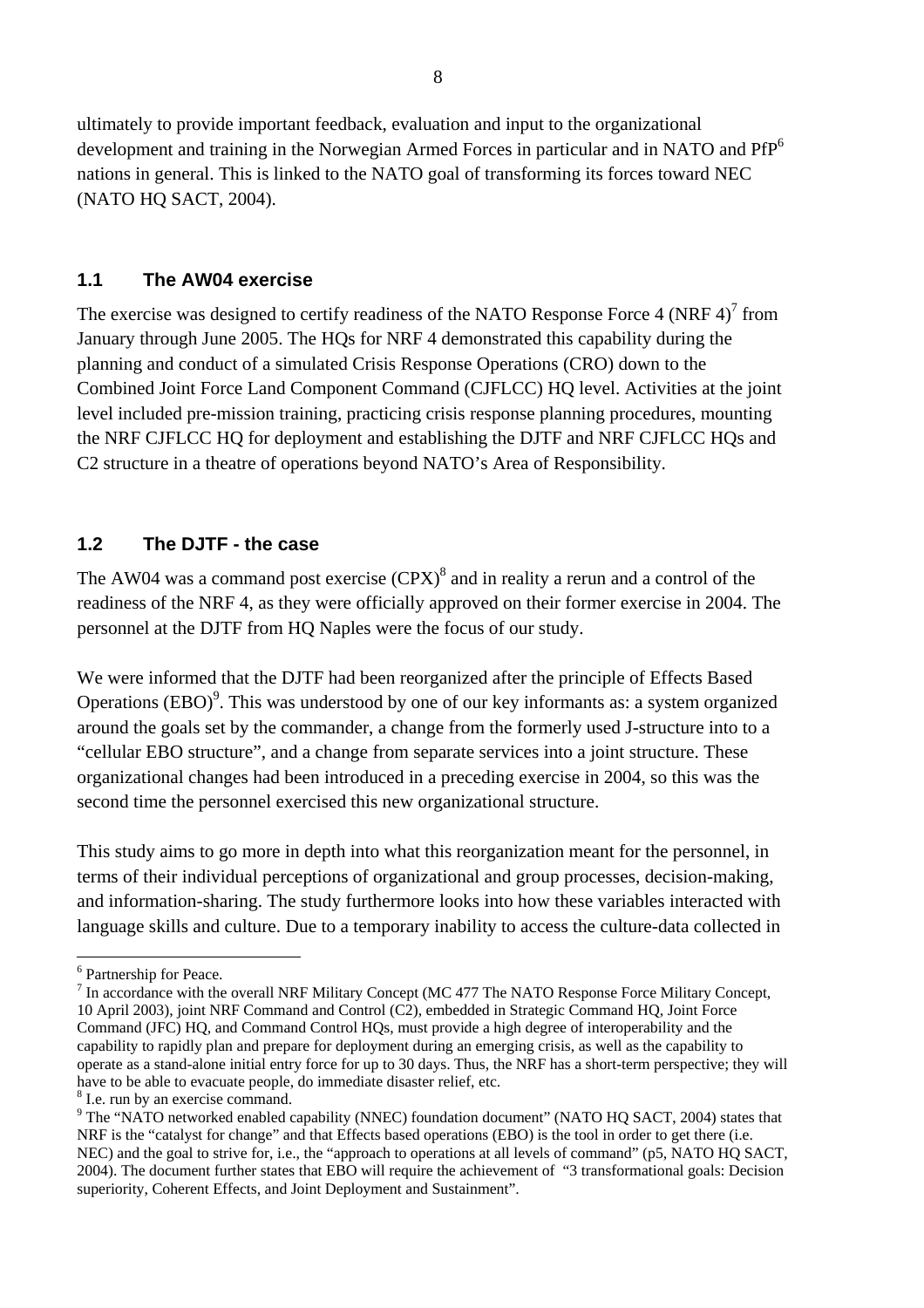ultimately to provide important feedback, evaluation and input to the organizational development and training in the Norwegian Armed Forces in particular and in NATO and PfP[6] nations in general. This is linked to the NATO goal of transforming its forces toward NEC (NATO HQ SACT, 2004).

## 1.1 The AW04 exercise

The exercise was designed to certify readiness of the NATO Response Force 4 (NRF 4)[7] from January through June 2005. The HQs for NRF 4 demonstrated this capability during the planning and conduct of a simulated Crisis Response Operations (CRO) down to the Combined Joint Force Land Component Command (CJFLCC) HQ level. Activities at the joint level included pre-mission training, practicing crisis response planning procedures, mounting the NRF CJFLCC HQ for deployment and establishing the DJTF and NRF CJFLCC HQs and C2 structure in a theatre of operations beyond NATO's Area of Responsibility.

## 1.2 The DJTF - the case

The AW04 was a command post exercise (CPX)[8] and in reality a rerun and a control of the readiness of the NRF 4, as they were officially approved on their former exercise in 2004. The personnel at the DJTF from HQ Naples were the focus of our study.

We were informed that the DJTF had been reorganized after the principle of Effects Based Operations (EBO)[9]. This was understood by one of our key informants as: a system organized around the goals set by the commander, a change from the formerly used J-structure into to a "cellular EBO structure", and a change from separate services into a joint structure. These organizational changes had been introduced in a preceding exercise in 2004, so this was the second time the personnel exercised this new organizational structure.

This study aims to go more in depth into what this reorganization meant for the personnel, in terms of their individual perceptions of organizational and group processes, decision-making, and information-sharing. The study furthermore looks into how these variables interacted with language skills and culture. Due to a temporary inability to access the culture-data collected in

---

[6] Partnership for Peace.

[7] In accordance with the overall NRF Military Concept (MC 477 The NATO Response Force Military Concept, 10 April 2003), joint NRF Command and Control (C2), embedded in Strategic Command HQ, Joint Force Command (JFC) HQ, and Command Control HQs, must provide a high degree of interoperability and the capability to rapidly plan and prepare for deployment during an emerging crisis, as well as the capability to operate as a stand-alone initial entry force for up to 30 days. Thus, the NRF has a short-term perspective; they will have to be able to evacuate people, do immediate disaster relief, etc.

[8] I.e. run by an exercise command.

[9] The "NATO networked enabled capability (NNEC) foundation document" (NATO HQ SACT, 2004) states that NRF is the "catalyst for change" and that Effects based operations (EBO) is the tool in order to get there (i.e. NEC) and the goal to strive for, i.e., the "approach to operations at all levels of command" (p5, NATO HQ SACT, 2004). The document further states that EBO will require the achievement of "3 transformational goals: Decision superiority, Coherent Effects, and Joint Deployment and Sustainment".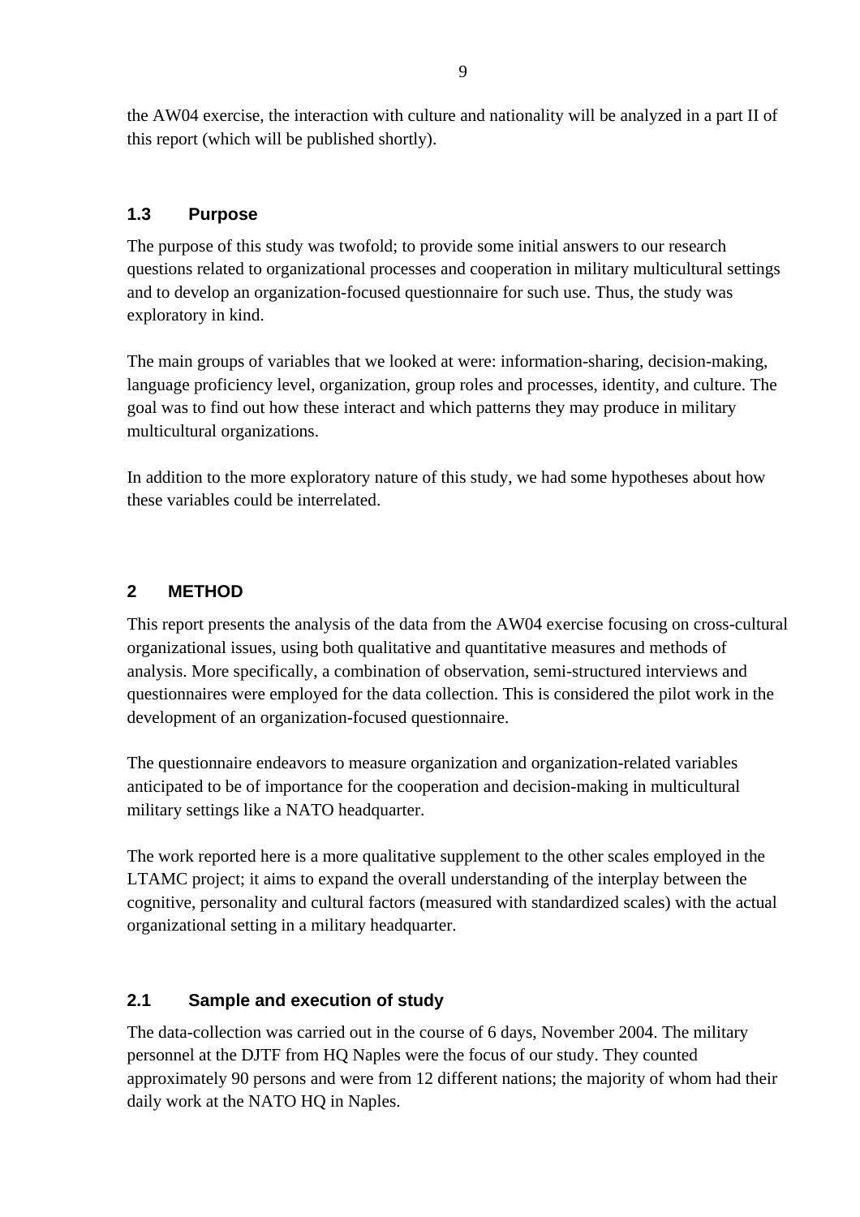the AW04 exercise, the interaction with culture and nationality will be analyzed in a part II of this report (which will be published shortly).

### 1.3 Purpose

The purpose of this study was twofold; to provide some initial answers to our research questions related to organizational processes and cooperation in military multicultural settings and to develop an organization-focused questionnaire for such use. Thus, the study was exploratory in kind.

The main groups of variables that we looked at were: information-sharing, decision-making, language proficiency level, organization, group roles and processes, identity, and culture. The goal was to find out how these interact and which patterns they may produce in military multicultural organizations.

In addition to the more exploratory nature of this study, we had some hypotheses about how these variables could be interrelated.

## 2 METHOD

This report presents the analysis of the data from the AW04 exercise focusing on cross-cultural organizational issues, using both qualitative and quantitative measures and methods of analysis. More specifically, a combination of observation, semi-structured interviews and questionnaires were employed for the data collection. This is considered the pilot work in the development of an organization-focused questionnaire.

The questionnaire endeavors to measure organization and organization-related variables anticipated to be of importance for the cooperation and decision-making in multicultural military settings like a NATO headquarter.

The work reported here is a more qualitative supplement to the other scales employed in the LTAMC project; it aims to expand the overall understanding of the interplay between the cognitive, personality and cultural factors (measured with standardized scales) with the actual organizational setting in a military headquarter.

### 2.1 Sample and execution of study

The data-collection was carried out in the course of 6 days, November 2004. The military personnel at the DJTF from HQ Naples were the focus of our study. They counted approximately 90 persons and were from 12 different nations; the majority of whom had their daily work at the NATO HQ in Naples.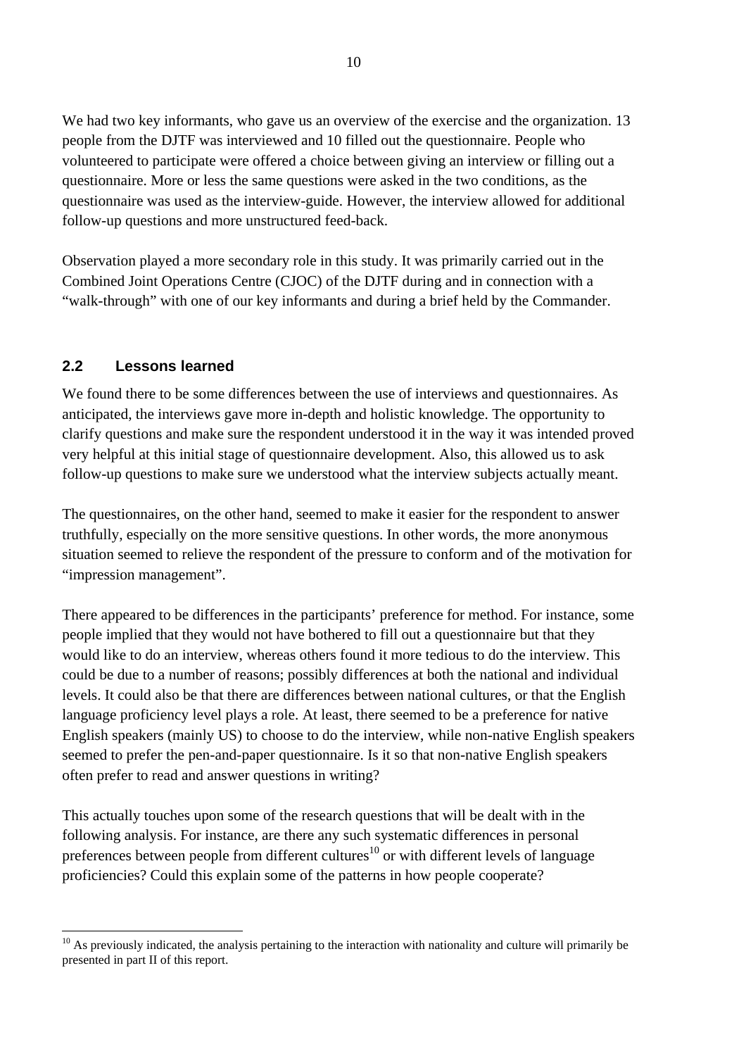We had two key informants, who gave us an overview of the exercise and the organization. 13 people from the DJTF was interviewed and 10 filled out the questionnaire. People who volunteered to participate were offered a choice between giving an interview or filling out a questionnaire. More or less the same questions were asked in the two conditions, as the questionnaire was used as the interview-guide. However, the interview allowed for additional follow-up questions and more unstructured feed-back.

Observation played a more secondary role in this study. It was primarily carried out in the Combined Joint Operations Centre (CJOC) of the DJTF during and in connection with a "walk-through" with one of our key informants and during a brief held by the Commander.

## 2.2 Lessons learned

We found there to be some differences between the use of interviews and questionnaires. As anticipated, the interviews gave more in-depth and holistic knowledge. The opportunity to clarify questions and make sure the respondent understood it in the way it was intended proved very helpful at this initial stage of questionnaire development. Also, this allowed us to ask follow-up questions to make sure we understood what the interview subjects actually meant.

The questionnaires, on the other hand, seemed to make it easier for the respondent to answer truthfully, especially on the more sensitive questions. In other words, the more anonymous situation seemed to relieve the respondent of the pressure to conform and of the motivation for "impression management".

There appeared to be differences in the participants' preference for method. For instance, some people implied that they would not have bothered to fill out a questionnaire but that they would like to do an interview, whereas others found it more tedious to do the interview. This could be due to a number of reasons; possibly differences at both the national and individual levels. It could also be that there are differences between national cultures, or that the English language proficiency level plays a role. At least, there seemed to be a preference for native English speakers (mainly US) to choose to do the interview, while non-native English speakers seemed to prefer the pen-and-paper questionnaire. Is it so that non-native English speakers often prefer to read and answer questions in writing?

This actually touches upon some of the research questions that will be dealt with in the following analysis. For instance, are there any such systematic differences in personal preferences between people from different cultures[10] or with different levels of language proficiencies? Could this explain some of the patterns in how people cooperate?

[10] As previously indicated, the analysis pertaining to the interaction with nationality and culture will primarily be presented in part II of this report.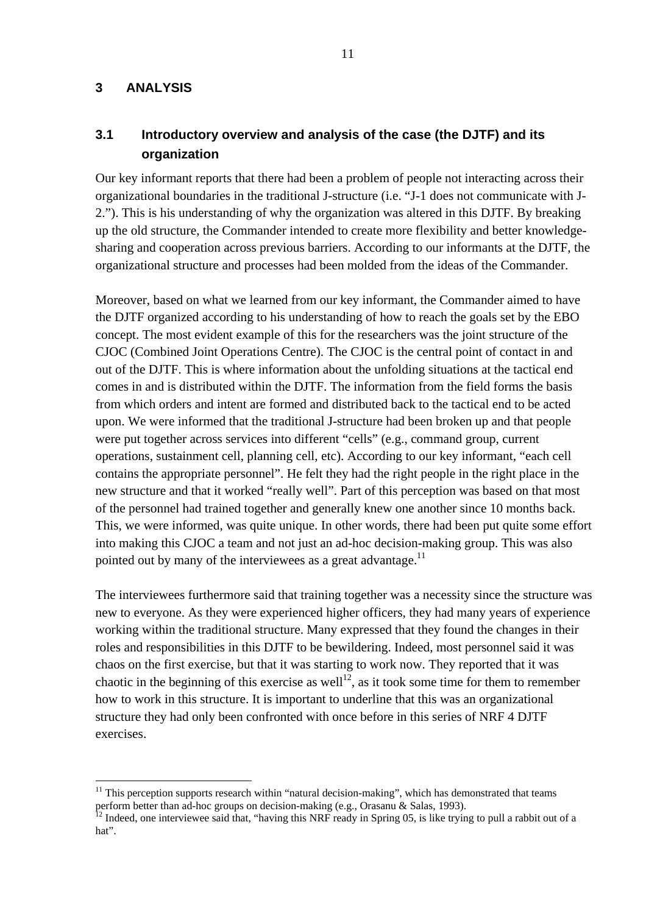# 3 ANALYSIS

## 3.1 Introductory overview and analysis of the case (the DJTF) and its organization

Our key informant reports that there had been a problem of people not interacting across their organizational boundaries in the traditional J-structure (i.e. "J-1 does not communicate with J-2."). This is his understanding of why the organization was altered in this DJTF. By breaking up the old structure, the Commander intended to create more flexibility and better knowledge-sharing and cooperation across previous barriers. According to our informants at the DJTF, the organizational structure and processes had been molded from the ideas of the Commander.

Moreover, based on what we learned from our key informant, the Commander aimed to have the DJTF organized according to his understanding of how to reach the goals set by the EBO concept. The most evident example of this for the researchers was the joint structure of the CJOC (Combined Joint Operations Centre). The CJOC is the central point of contact in and out of the DJTF. This is where information about the unfolding situations at the tactical end comes in and is distributed within the DJTF. The information from the field forms the basis from which orders and intent are formed and distributed back to the tactical end to be acted upon. We were informed that the traditional J-structure had been broken up and that people were put together across services into different "cells" (e.g., command group, current operations, sustainment cell, planning cell, etc). According to our key informant, "each cell contains the appropriate personnel". He felt they had the right people in the right place in the new structure and that it worked "really well". Part of this perception was based on that most of the personnel had trained together and generally knew one another since 10 months back. This, we were informed, was quite unique. In other words, there had been put quite some effort into making this CJOC a team and not just an ad-hoc decision-making group. This was also pointed out by many of the interviewees as a great advantage.[11]

The interviewees furthermore said that training together was a necessity since the structure was new to everyone. As they were experienced higher officers, they had many years of experience working within the traditional structure. Many expressed that they found the changes in their roles and responsibilities in this DJTF to be bewildering. Indeed, most personnel said it was chaos on the first exercise, but that it was starting to work now. They reported that it was chaotic in the beginning of this exercise as well[12], as it took some time for them to remember how to work in this structure. It is important to underline that this was an organizational structure they had only been confronted with once before in this series of NRF 4 DJTF exercises.

---

[11] This perception supports research within "natural decision-making", which has demonstrated that teams perform better than ad-hoc groups on decision-making (e.g., Orasanu & Salas, 1993).

[12] Indeed, one interviewee said that, "having this NRF ready in Spring 05, is like trying to pull a rabbit out of a hat".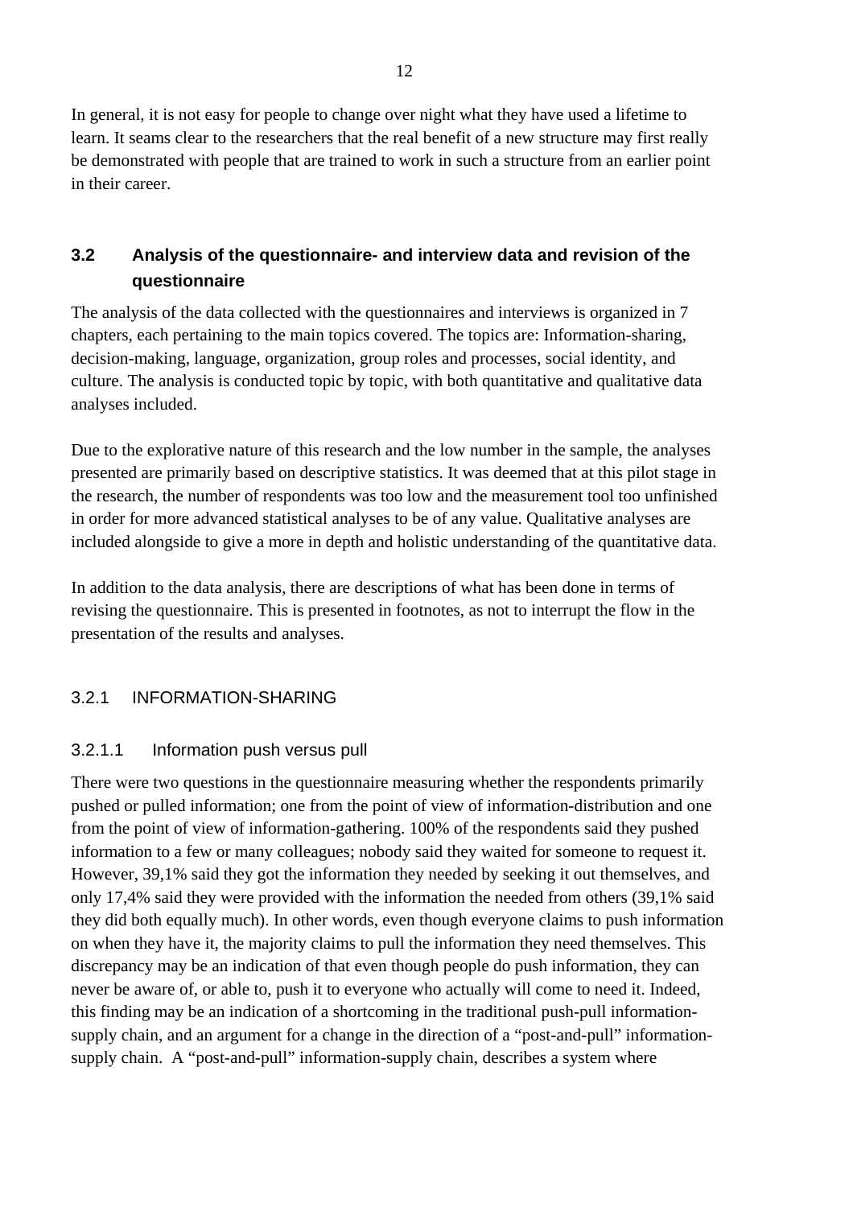In general, it is not easy for people to change over night what they have used a lifetime to learn. It seams clear to the researchers that the real benefit of a new structure may first really be demonstrated with people that are trained to work in such a structure from an earlier point in their career.

## 3.2 Analysis of the questionnaire- and interview data and revision of the questionnaire

The analysis of the data collected with the questionnaires and interviews is organized in 7 chapters, each pertaining to the main topics covered. The topics are: Information-sharing, decision-making, language, organization, group roles and processes, social identity, and culture. The analysis is conducted topic by topic, with both quantitative and qualitative data analyses included.

Due to the explorative nature of this research and the low number in the sample, the analyses presented are primarily based on descriptive statistics. It was deemed that at this pilot stage in the research, the number of respondents was too low and the measurement tool too unfinished in order for more advanced statistical analyses to be of any value. Qualitative analyses are included alongside to give a more in depth and holistic understanding of the quantitative data.

In addition to the data analysis, there are descriptions of what has been done in terms of revising the questionnaire. This is presented in footnotes, as not to interrupt the flow in the presentation of the results and analyses.

### 3.2.1 INFORMATION-SHARING

#### 3.2.1.1 Information push versus pull

There were two questions in the questionnaire measuring whether the respondents primarily pushed or pulled information; one from the point of view of information-distribution and one from the point of view of information-gathering. 100% of the respondents said they pushed information to a few or many colleagues; nobody said they waited for someone to request it. However, 39,1% said they got the information they needed by seeking it out themselves, and only 17,4% said they were provided with the information the needed from others (39,1% said they did both equally much). In other words, even though everyone claims to push information on when they have it, the majority claims to pull the information they need themselves. This discrepancy may be an indication of that even though people do push information, they can never be aware of, or able to, push it to everyone who actually will come to need it. Indeed, this finding may be an indication of a shortcoming in the traditional push-pull information-supply chain, and an argument for a change in the direction of a "post-and-pull" information-supply chain. A "post-and-pull" information-supply chain, describes a system where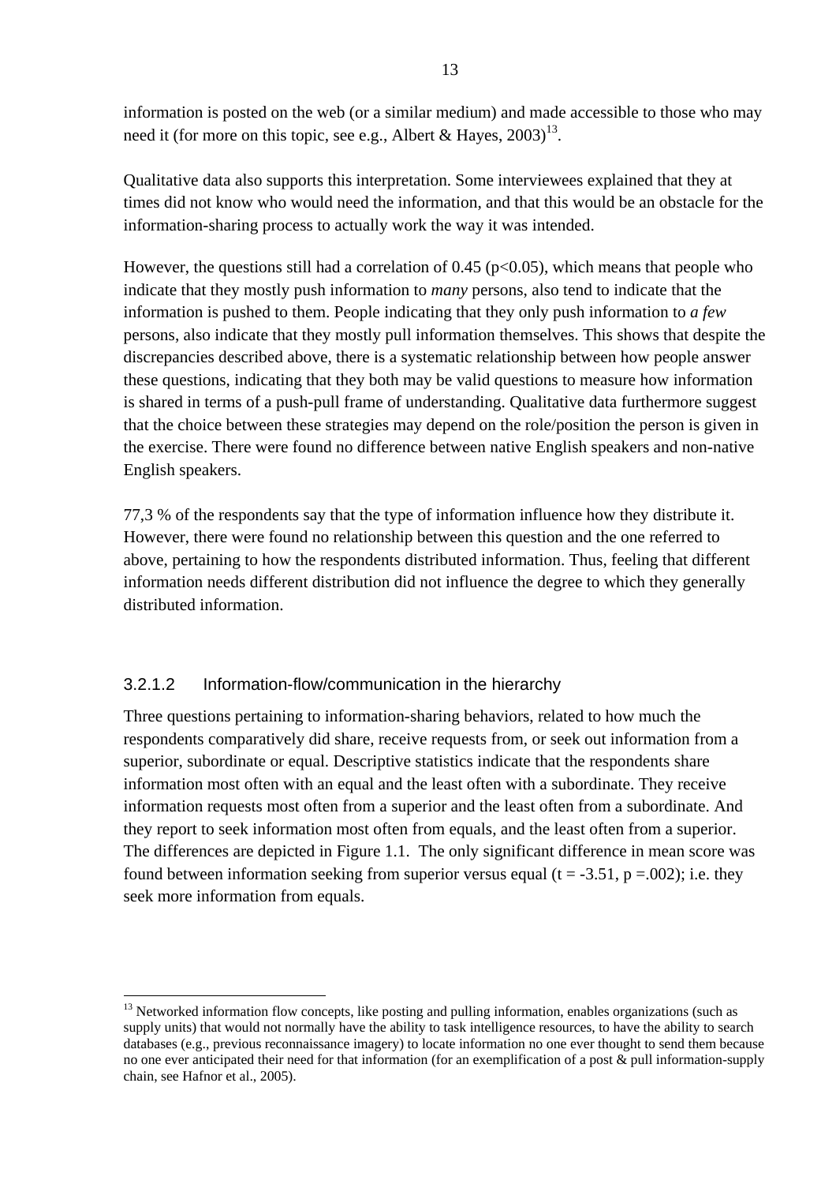information is posted on the web (or a similar medium) and made accessible to those who may need it (for more on this topic, see e.g., Albert & Hayes, 2003)[13].

Qualitative data also supports this interpretation. Some interviewees explained that they at times did not know who would need the information, and that this would be an obstacle for the information-sharing process to actually work the way it was intended.

However, the questions still had a correlation of 0.45 ($p<0.05$), which means that people who indicate that they mostly push information to *many* persons, also tend to indicate that the information is pushed to them. People indicating that they only push information to *a few* persons, also indicate that they mostly pull information themselves. This shows that despite the discrepancies described above, there is a systematic relationship between how people answer these questions, indicating that they both may be valid questions to measure how information is shared in terms of a push-pull frame of understanding. Qualitative data furthermore suggest that the choice between these strategies may depend on the role/position the person is given in the exercise. There were found no difference between native English speakers and non-native English speakers.

77,3 % of the respondents say that the type of information influence how they distribute it. However, there were found no relationship between this question and the one referred to above, pertaining to how the respondents distributed information. Thus, feeling that different information needs different distribution did not influence the degree to which they generally distributed information.

#### 3.2.1.2 Information-flow/communication in the hierarchy

Three questions pertaining to information-sharing behaviors, related to how much the respondents comparatively did share, receive requests from, or seek out information from a superior, subordinate or equal. Descriptive statistics indicate that the respondents share information most often with an equal and the least often with a subordinate. They receive information requests most often from a superior and the least often from a subordinate. And they report to seek information most often from equals, and the least often from a superior. The differences are depicted in Figure 1.1. The only significant difference in mean score was found between information seeking from superior versus equal ($t = -3.51$, $p = .002$); i.e. they seek more information from equals.

[13] Networked information flow concepts, like posting and pulling information, enables organizations (such as supply units) that would not normally have the ability to task intelligence resources, to have the ability to search databases (e.g., previous reconnaissance imagery) to locate information no one ever thought to send them because no one ever anticipated their need for that information (for an exemplification of a post & pull information-supply chain, see Hafnor et al., 2005).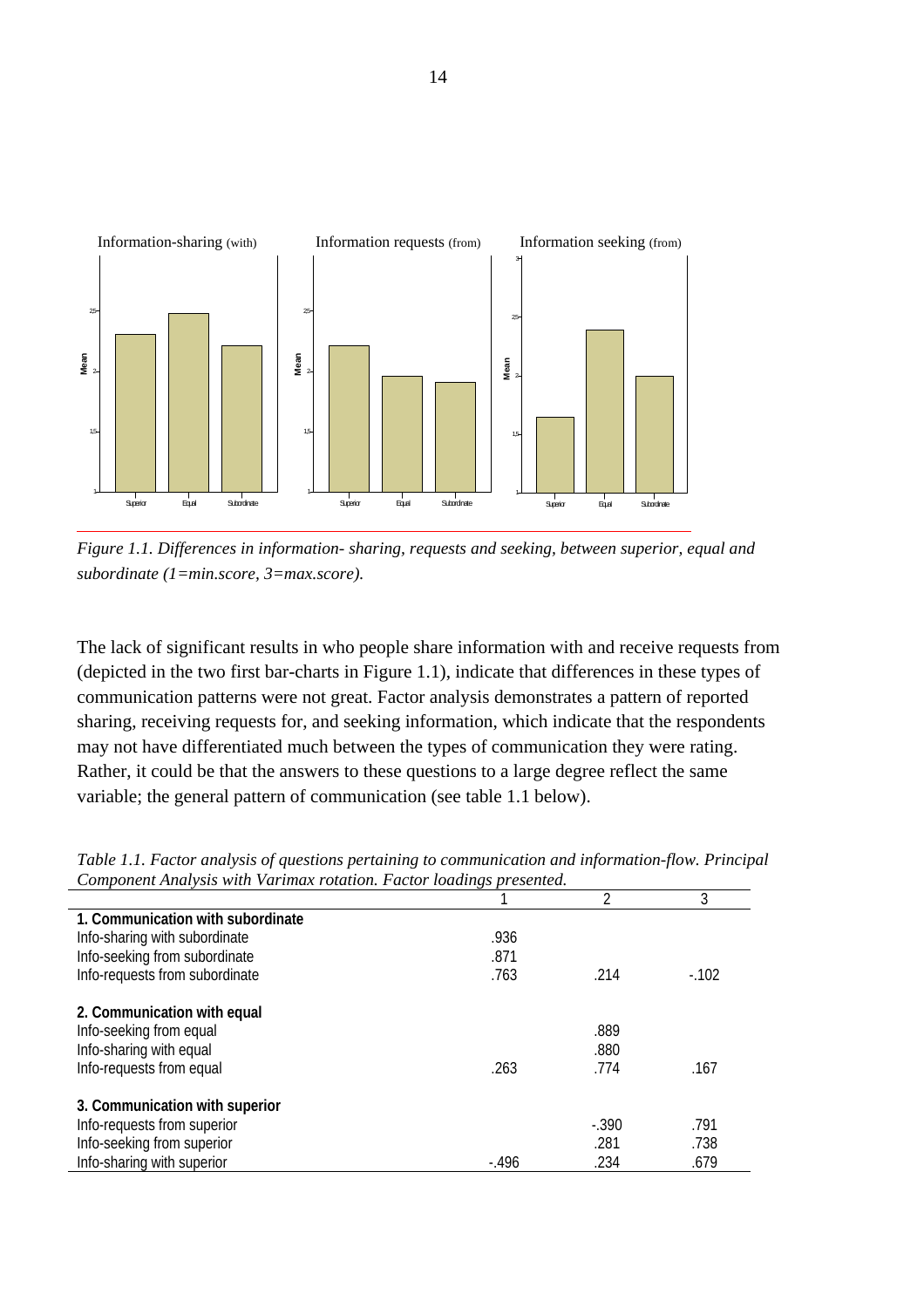*Figure 1.1. Differences in information- sharing, requests and seeking, between superior, equal and subordinate (1=min.score, 3=max.score).*

The lack of significant results in who people share information with and receive requests from (depicted in the two first bar-charts in Figure 1.1), indicate that differences in these types of communication patterns were not great. Factor analysis demonstrates a pattern of reported sharing, receiving requests for, and seeking information, which indicate that the respondents may not have differentiated much between the types of communication they were rating. Rather, it could be that the answers to these questions to a large degree reflect the same variable; the general pattern of communication (see table 1.1 below).

*Table 1.1. Factor analysis of questions pertaining to communication and information-flow. Principal Component Analysis with Varimax rotation. Factor loadings presented.*

| | 1 | 2 | 3 |
|---|---|---|---|
| **1. Communication with subordinate** | | | |
| Info-sharing with subordinate | .936 | | |
| Info-seeking from subordinate | .871 | | |
| Info-requests from subordinate | .763 | .214 | -.102 |
| **2. Communication with equal** | | | |
| Info-seeking from equal | | .889 | |
| Info-sharing with equal | | .880 | |
| Info-requests from equal | .263 | .774 | .167 |
| **3. Communication with superior** | | | |
| Info-requests from superior | | -.390 | .791 |
| Info-seeking from superior | | .281 | .738 |
| Info-sharing with superior | -.496 | .234 | .679 |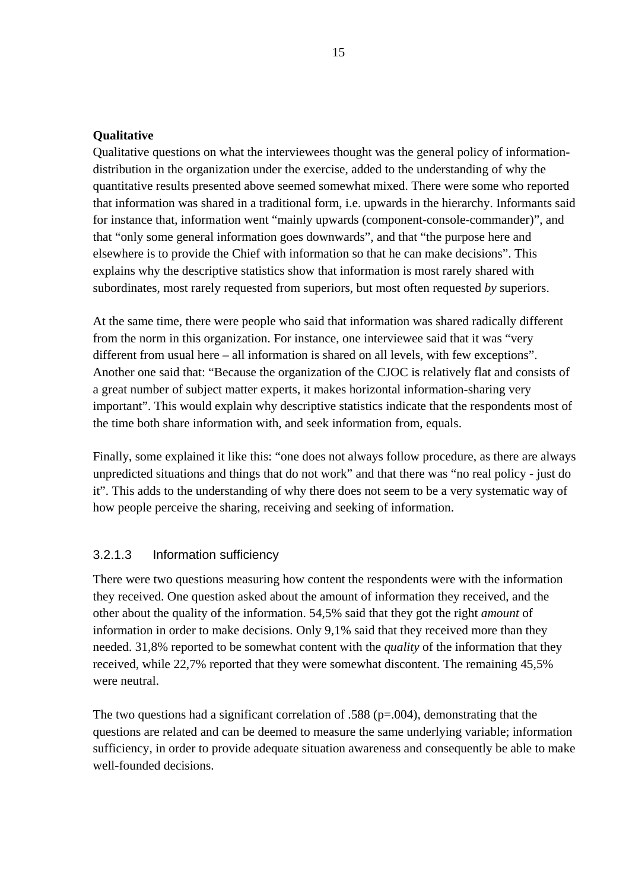**Qualitative**

Qualitative questions on what the interviewees thought was the general policy of information-distribution in the organization under the exercise, added to the understanding of why the quantitative results presented above seemed somewhat mixed. There were some who reported that information was shared in a traditional form, i.e. upwards in the hierarchy. Informants said for instance that, information went "mainly upwards (component-console-commander)", and that "only some general information goes downwards", and that "the purpose here and elsewhere is to provide the Chief with information so that he can make decisions". This explains why the descriptive statistics show that information is most rarely shared with subordinates, most rarely requested from superiors, but most often requested *by* superiors.

At the same time, there were people who said that information was shared radically different from the norm in this organization. For instance, one interviewee said that it was "very different from usual here – all information is shared on all levels, with few exceptions". Another one said that: "Because the organization of the CJOC is relatively flat and consists of a great number of subject matter experts, it makes horizontal information-sharing very important". This would explain why descriptive statistics indicate that the respondents most of the time both share information with, and seek information from, equals.

Finally, some explained it like this: "one does not always follow procedure, as there are always unpredicted situations and things that do not work" and that there was "no real policy - just do it". This adds to the understanding of why there does not seem to be a very systematic way of how people perceive the sharing, receiving and seeking of information.

#### 3.2.1.3 Information sufficiency

There were two questions measuring how content the respondents were with the information they received. One question asked about the amount of information they received, and the other about the quality of the information. 54,5% said that they got the right *amount* of information in order to make decisions. Only 9,1% said that they received more than they needed. 31,8% reported to be somewhat content with the *quality* of the information that they received, while 22,7% reported that they were somewhat discontent. The remaining 45,5% were neutral.

The two questions had a significant correlation of .588 ($p=.004$), demonstrating that the questions are related and can be deemed to measure the same underlying variable; information sufficiency, in order to provide adequate situation awareness and consequently be able to make well-founded decisions.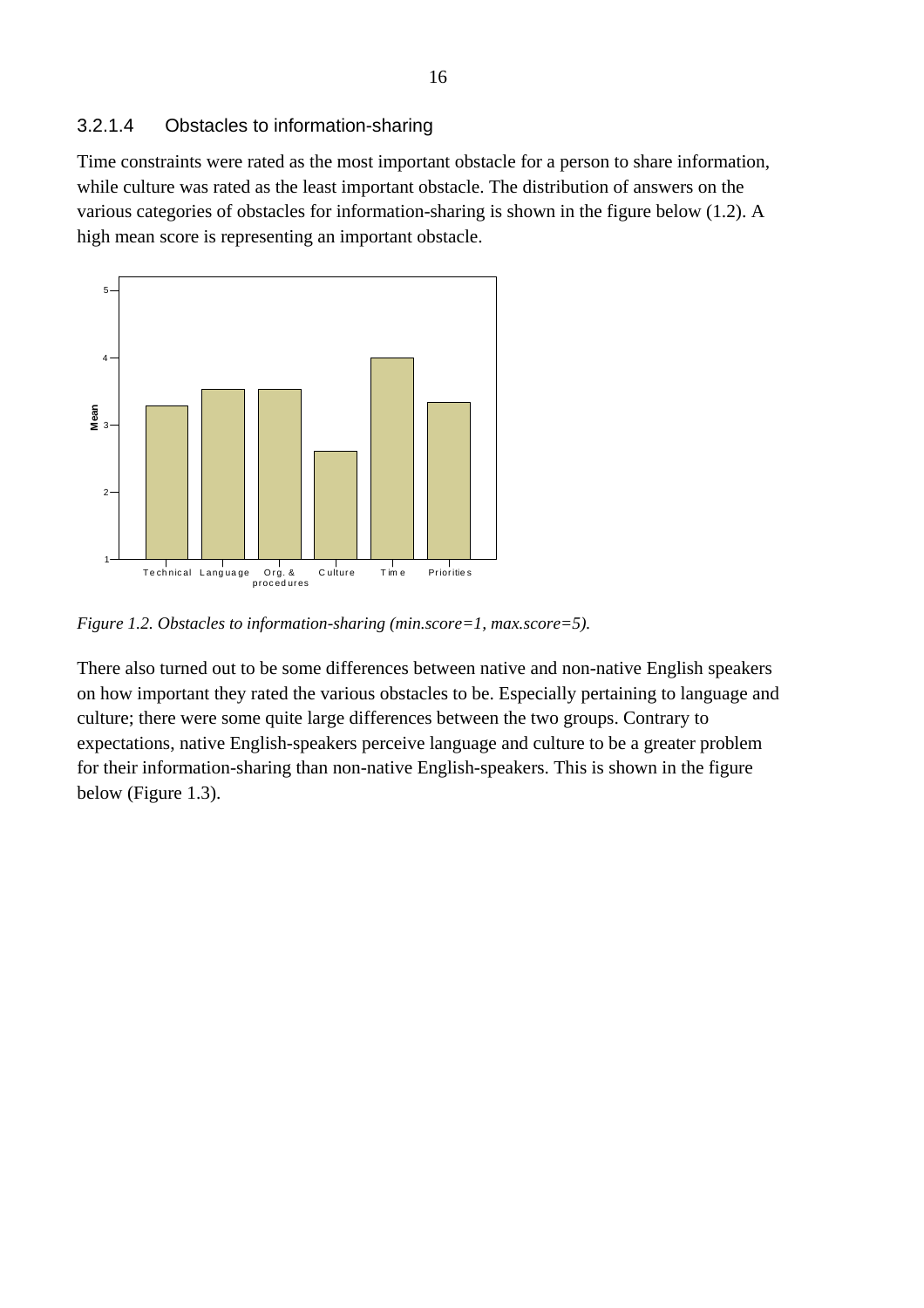### 3.2.1.4 Obstacles to information-sharing

Time constraints were rated as the most important obstacle for a person to share information, while culture was rated as the least important obstacle. The distribution of answers on the various categories of obstacles for information-sharing is shown in the figure below (1.2). A high mean score is representing an important obstacle.

*Figure 1.2. Obstacles to information-sharing (min.score=1, max.score=5).*

There also turned out to be some differences between native and non-native English speakers on how important they rated the various obstacles to be. Especially pertaining to language and culture; there were some quite large differences between the two groups. Contrary to expectations, native English-speakers perceive language and culture to be a greater problem for their information-sharing than non-native English-speakers. This is shown in the figure below (Figure 1.3).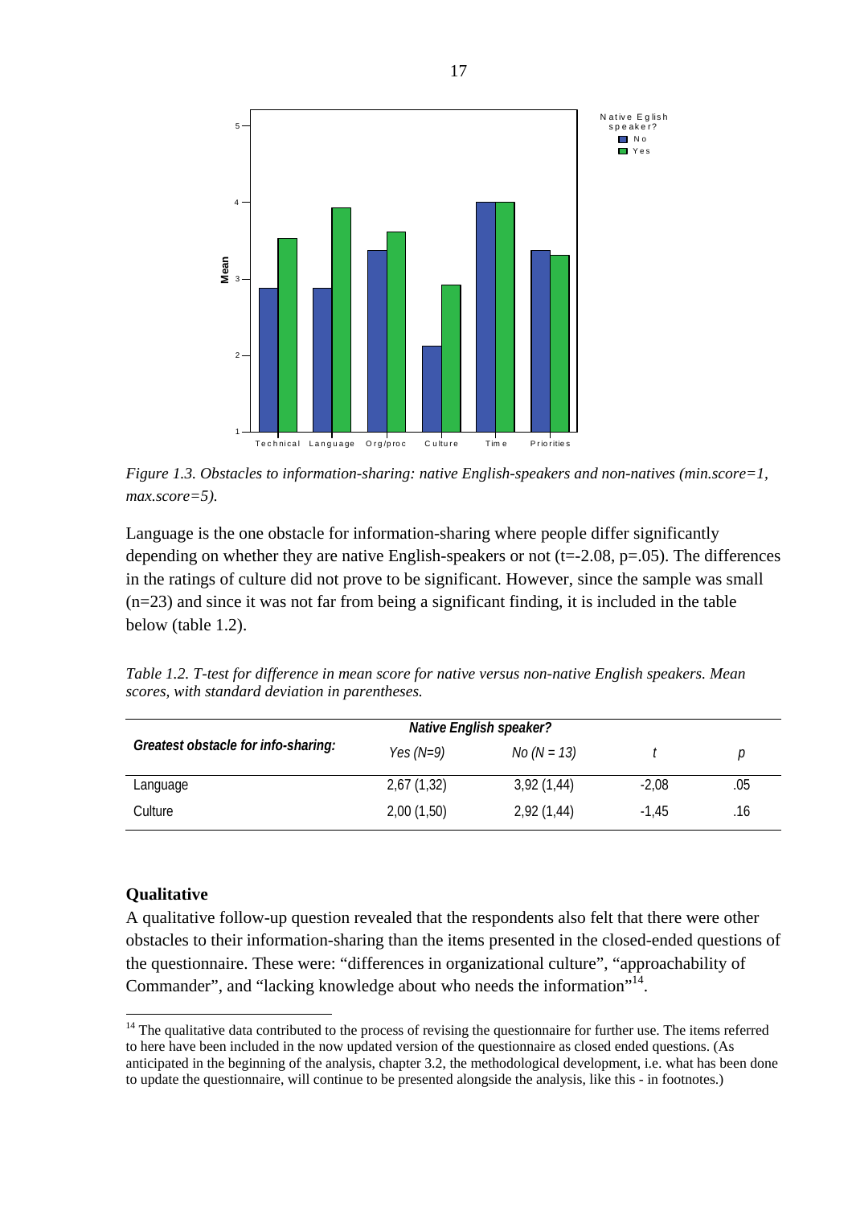*Figure 1.3. Obstacles to information-sharing: native English-speakers and non-natives (min.score=1, max.score=5).*

Language is the one obstacle for information-sharing where people differ significantly depending on whether they are native English-speakers or not ($t=-2.08$, $p=.05$). The differences in the ratings of culture did not prove to be significant. However, since the sample was small ($n=23$) and since it was not far from being a significant finding, it is included in the table below (table 1.2).

*Table 1.2. T-test for difference in mean score for native versus non-native English speakers. Mean scores, with standard deviation in parentheses.*

| Greatest obstacle for info-sharing: | Native English speaker? | | | |
|---|---|---|---|---|
| | *Yes (N=9)* | *No (N = 13)* | *t* | *p* |
| Language | 2,67 (1,32) | 3,92 (1,44) | -2,08 | .05 |
| Culture | 2,00 (1,50) | 2,92 (1,44) | -1,45 | .16 |

### Qualitative

A qualitative follow-up question revealed that the respondents also felt that there were other obstacles to their information-sharing than the items presented in the closed-ended questions of the questionnaire. These were: "differences in organizational culture", "approachability of Commander", and "lacking knowledge about who needs the information"[14].

[14] The qualitative data contributed to the process of revising the questionnaire for further use. The items referred to here have been included in the now updated version of the questionnaire as closed ended questions. (As anticipated in the beginning of the analysis, chapter 3.2, the methodological development, i.e. what has been done to update the questionnaire, will continue to be presented alongside the analysis, like this - in footnotes.)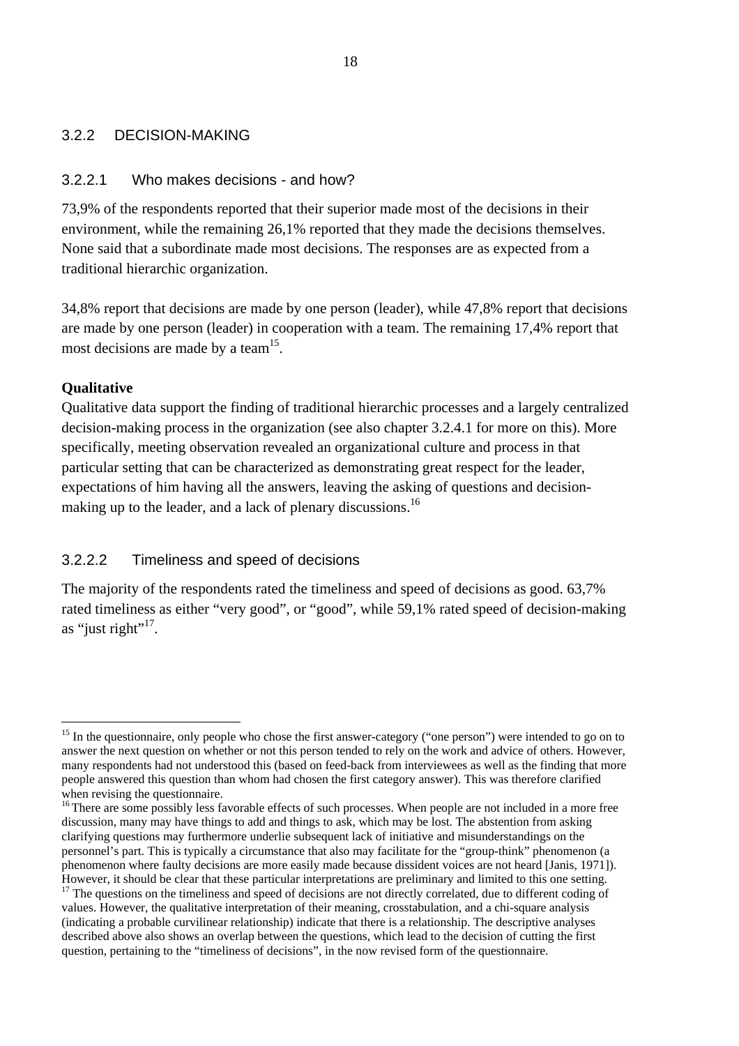### 3.2.2 DECISION-MAKING

#### 3.2.2.1 Who makes decisions - and how?

73,9% of the respondents reported that their superior made most of the decisions in their environment, while the remaining 26,1% reported that they made the decisions themselves. None said that a subordinate made most decisions. The responses are as expected from a traditional hierarchic organization.

34,8% report that decisions are made by one person (leader), while 47,8% report that decisions are made by one person (leader) in cooperation with a team. The remaining 17,4% report that most decisions are made by a team[15].

**Qualitative**

Qualitative data support the finding of traditional hierarchic processes and a largely centralized decision-making process in the organization (see also chapter 3.2.4.1 for more on this). More specifically, meeting observation revealed an organizational culture and process in that particular setting that can be characterized as demonstrating great respect for the leader, expectations of him having all the answers, leaving the asking of questions and decision-making up to the leader, and a lack of plenary discussions.[16]

#### 3.2.2.2 Timeliness and speed of decisions

The majority of the respondents rated the timeliness and speed of decisions as good. 63,7% rated timeliness as either "very good", or "good", while 59,1% rated speed of decision-making as "just right"[17].

---

[15] In the questionnaire, only people who chose the first answer-category ("one person") were intended to go on to answer the next question on whether or not this person tended to rely on the work and advice of others. However, many respondents had not understood this (based on feed-back from interviewees as well as the finding that more people answered this question than whom had chosen the first category answer). This was therefore clarified when revising the questionnaire.

[16] There are some possibly less favorable effects of such processes. When people are not included in a more free discussion, many may have things to add and things to ask, which may be lost. The abstention from asking clarifying questions may furthermore underlie subsequent lack of initiative and misunderstandings on the personnel's part. This is typically a circumstance that also may facilitate for the "group-think" phenomenon (a phenomenon where faulty decisions are more easily made because dissident voices are not heard [Janis, 1971]). However, it should be clear that these particular interpretations are preliminary and limited to this one setting.

[17] The questions on the timeliness and speed of decisions are not directly correlated, due to different coding of values. However, the qualitative interpretation of their meaning, crosstabulation, and a chi-square analysis (indicating a probable curvilinear relationship) indicate that there is a relationship. The descriptive analyses described above also shows an overlap between the questions, which lead to the decision of cutting the first question, pertaining to the "timeliness of decisions", in the now revised form of the questionnaire.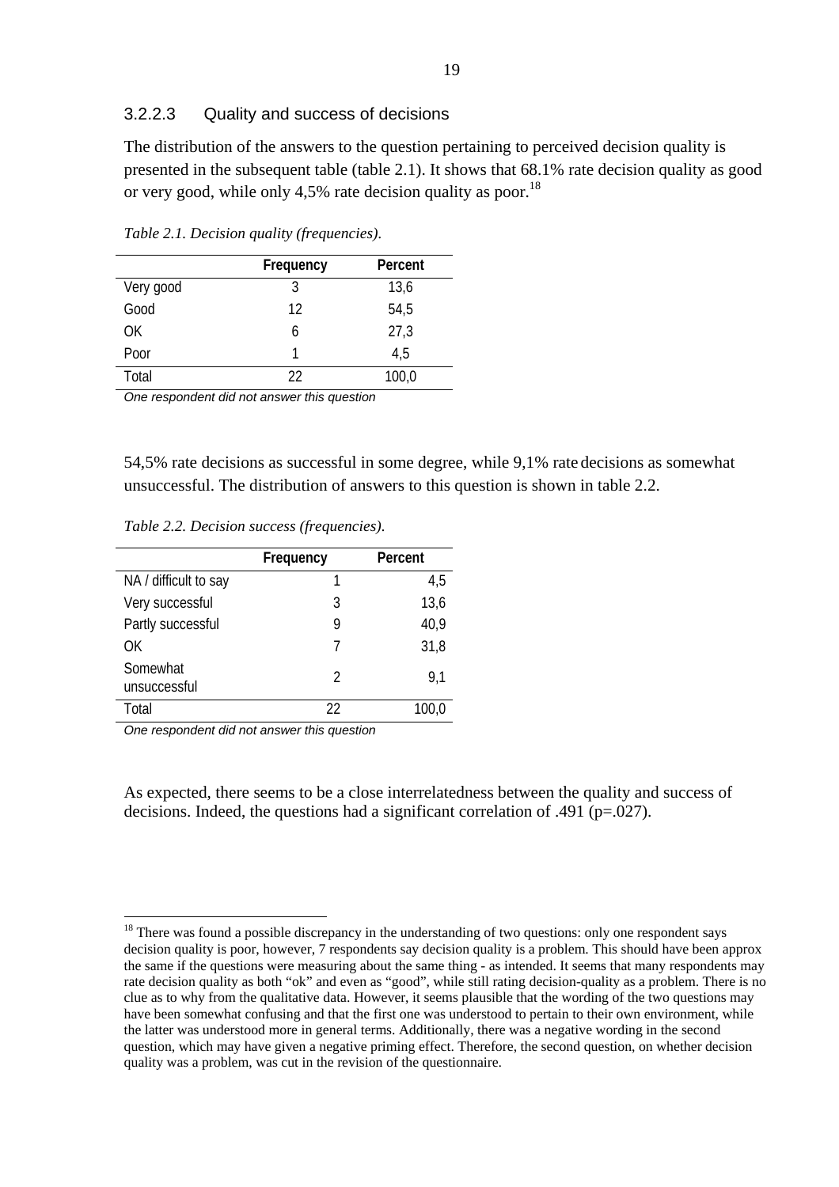### 3.2.2.3 Quality and success of decisions

The distribution of the answers to the question pertaining to perceived decision quality is presented in the subsequent table (table 2.1). It shows that 68.1% rate decision quality as good or very good, while only 4,5% rate decision quality as poor.[18]

*Table 2.1. Decision quality (frequencies).*

| | Frequency | Percent |
|---|---|---|
| Very good | 3 | 13,6 |
| Good | 12 | 54,5 |
| OK | 6 | 27,3 |
| Poor | 1 | 4,5 |
| Total | 22 | 100,0 |

*One respondent did not answer this question*

54,5% rate decisions as successful in some degree, while 9,1% rate decisions as somewhat unsuccessful. The distribution of answers to this question is shown in table 2.2.

*Table 2.2. Decision success (frequencies).*

| | Frequency | Percent |
|---|---|---|
| NA / difficult to say | 1 | 4,5 |
| Very successful | 3 | 13,6 |
| Partly successful | 9 | 40,9 |
| OK | 7 | 31,8 |
| Somewhat unsuccessful | 2 | 9,1 |
| Total | 22 | 100,0 |

*One respondent did not answer this question*

As expected, there seems to be a close interrelatedness between the quality and success of decisions. Indeed, the questions had a significant correlation of .491 ($p=.027$).

[18] There was found a possible discrepancy in the understanding of two questions: only one respondent says decision quality is poor, however, 7 respondents say decision quality is a problem. This should have been approx the same if the questions were measuring about the same thing - as intended. It seems that many respondents may rate decision quality as both "ok" and even as "good", while still rating decision-quality as a problem. There is no clue as to why from the qualitative data. However, it seems plausible that the wording of the two questions may have been somewhat confusing and that the first one was understood to pertain to their own environment, while the latter was understood more in general terms. Additionally, there was a negative wording in the second question, which may have given a negative priming effect. Therefore, the second question, on whether decision quality was a problem, was cut in the revision of the questionnaire.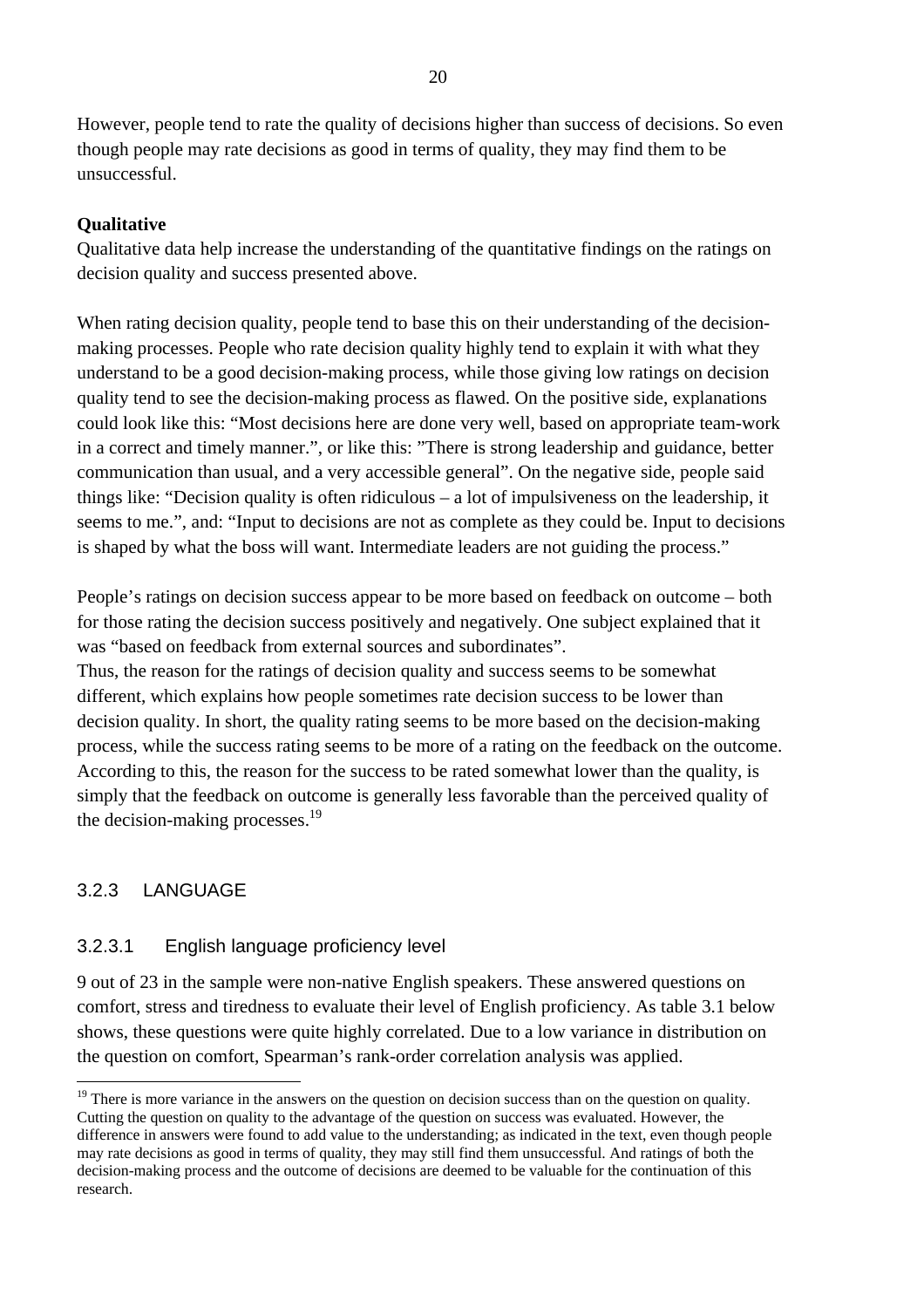However, people tend to rate the quality of decisions higher than success of decisions. So even though people may rate decisions as good in terms of quality, they may find them to be unsuccessful.

**Qualitative**

Qualitative data help increase the understanding of the quantitative findings on the ratings on decision quality and success presented above.

When rating decision quality, people tend to base this on their understanding of the decision-making processes. People who rate decision quality highly tend to explain it with what they understand to be a good decision-making process, while those giving low ratings on decision quality tend to see the decision-making process as flawed. On the positive side, explanations could look like this: "Most decisions here are done very well, based on appropriate team-work in a correct and timely manner.", or like this: "There is strong leadership and guidance, better communication than usual, and a very accessible general". On the negative side, people said things like: "Decision quality is often ridiculous – a lot of impulsiveness on the leadership, it seems to me.", and: "Input to decisions are not as complete as they could be. Input to decisions is shaped by what the boss will want. Intermediate leaders are not guiding the process."

People's ratings on decision success appear to be more based on feedback on outcome – both for those rating the decision success positively and negatively. One subject explained that it was "based on feedback from external sources and subordinates".

Thus, the reason for the ratings of decision quality and success seems to be somewhat different, which explains how people sometimes rate decision success to be lower than decision quality. In short, the quality rating seems to be more based on the decision-making process, while the success rating seems to be more of a rating on the feedback on the outcome. According to this, the reason for the success to be rated somewhat lower than the quality, is simply that the feedback on outcome is generally less favorable than the perceived quality of the decision-making processes.[19]

### 3.2.3 LANGUAGE

#### 3.2.3.1 English language proficiency level

9 out of 23 in the sample were non-native English speakers. These answered questions on comfort, stress and tiredness to evaluate their level of English proficiency. As table 3.1 below shows, these questions were quite highly correlated. Due to a low variance in distribution on the question on comfort, Spearman's rank-order correlation analysis was applied.

[19] There is more variance in the answers on the question on decision success than on the question on quality. Cutting the question on quality to the advantage of the question on success was evaluated. However, the difference in answers were found to add value to the understanding; as indicated in the text, even though people may rate decisions as good in terms of quality, they may still find them unsuccessful. And ratings of both the decision-making process and the outcome of decisions are deemed to be valuable for the continuation of this research.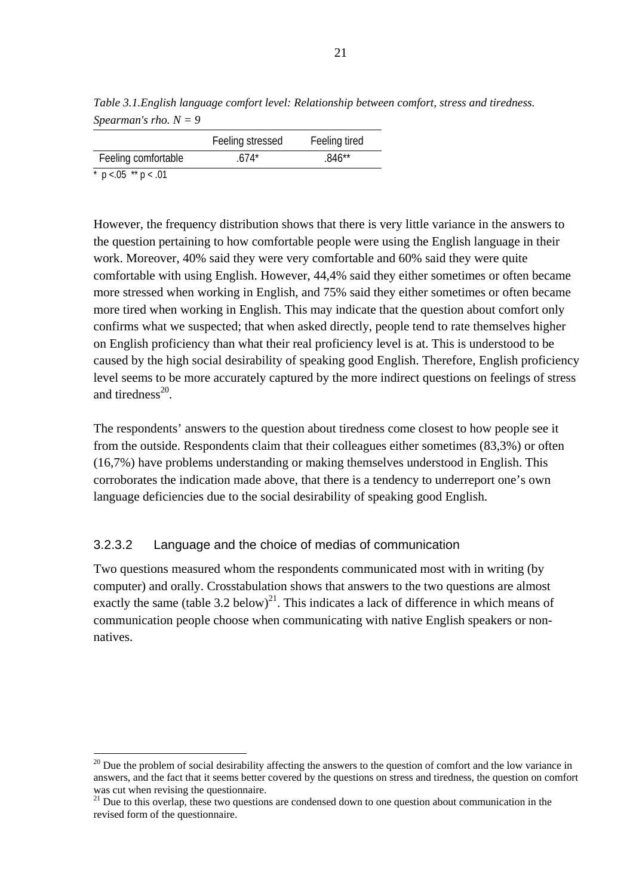*Table 3.1.English language comfort level: Relationship between comfort, stress and tiredness. Spearman's rho. N = 9*

| | Feeling stressed | Feeling tired |
|---|---|---|
| Feeling comfortable | .674* | .846** |

\* p <.05 ** p < .01

However, the frequency distribution shows that there is very little variance in the answers to the question pertaining to how comfortable people were using the English language in their work. Moreover, 40% said they were very comfortable and 60% said they were quite comfortable with using English. However, 44,4% said they either sometimes or often became more stressed when working in English, and 75% said they either sometimes or often became more tired when working in English. This may indicate that the question about comfort only confirms what we suspected; that when asked directly, people tend to rate themselves higher on English proficiency than what their real proficiency level is at. This is understood to be caused by the high social desirability of speaking good English. Therefore, English proficiency level seems to be more accurately captured by the more indirect questions on feelings of stress and tiredness[20].

The respondents' answers to the question about tiredness come closest to how people see it from the outside. Respondents claim that their colleagues either sometimes (83,3%) or often (16,7%) have problems understanding or making themselves understood in English. This corroborates the indication made above, that there is a tendency to underreport one's own language deficiencies due to the social desirability of speaking good English.

#### 3.2.3.2 Language and the choice of medias of communication

Two questions measured whom the respondents communicated most with in writing (by computer) and orally. Crosstabulation shows that answers to the two questions are almost exactly the same (table 3.2 below)[21]. This indicates a lack of difference in which means of communication people choose when communicating with native English speakers or non-natives.

---

[20] Due the problem of social desirability affecting the answers to the question of comfort and the low variance in answers, and the fact that it seems better covered by the questions on stress and tiredness, the question on comfort was cut when revising the questionnaire.

[21] Due to this overlap, these two questions are condensed down to one question about communication in the revised form of the questionnaire.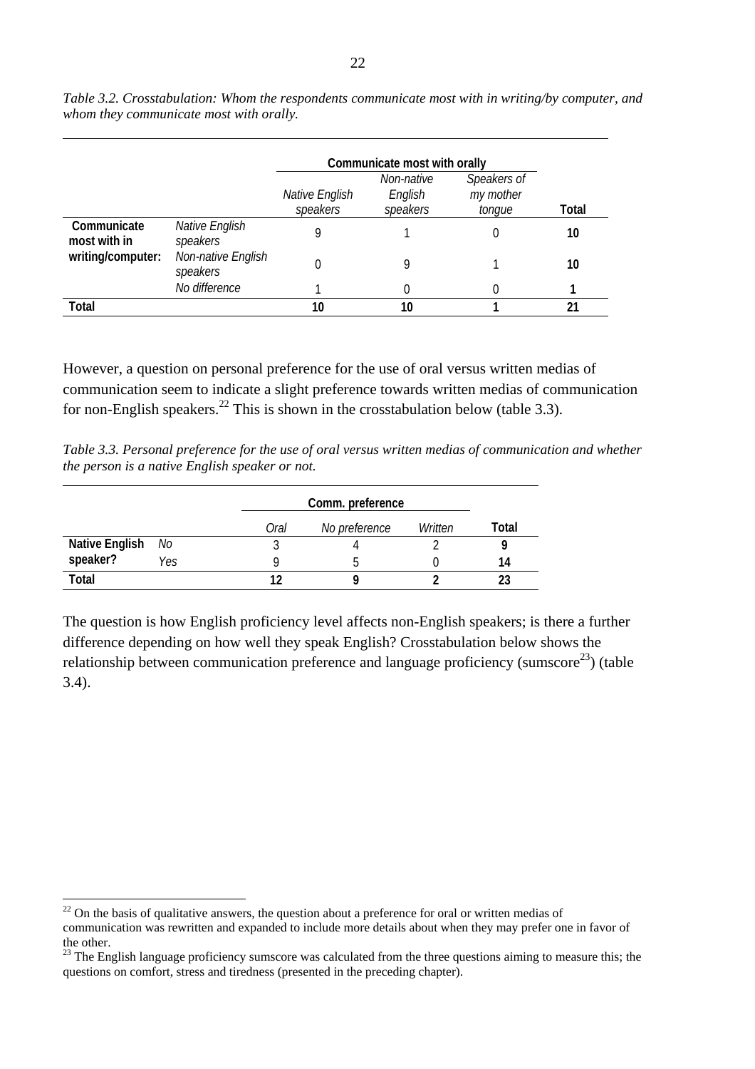*Table 3.2. Crosstabulation: Whom the respondents communicate most with in writing/by computer, and whom they communicate most with orally.*

| | | Communicate most with orally | | | |
|---|---|---|---|---|---|
| | | *Native English speakers* | *Non-native English speakers* | *Speakers of my mother tongue* | **Total** |
| **Communicate most with in writing/computer:** | *Native English speakers* | 9 | 1 | 0 | **10** |
| | *Non-native English speakers* | 0 | 9 | 1 | **10** |
| | *No difference* | 1 | 0 | 0 | **1** |
| **Total** | | **10** | **10** | **1** | **21** |

However, a question on personal preference for the use of oral versus written medias of communication seem to indicate a slight preference towards written medias of communication for non-English speakers.[22] This is shown in the crosstabulation below (table 3.3).

*Table 3.3. Personal preference for the use of oral versus written medias of communication and whether the person is a native English speaker or not.*

| | | Comm. preference | | | |
|---|---|---|---|---|---|
| | | *Oral* | *No preference* | *Written* | **Total** |
| **Native English speaker?** | *No* | 3 | 4 | 2 | **9** |
| | *Yes* | 9 | 5 | 0 | **14** |
| **Total** | | **12** | **9** | **2** | **23** |

The question is how English proficiency level affects non-English speakers; is there a further difference depending on how well they speak English? Crosstabulation below shows the relationship between communication preference and language proficiency (sumscore[23]) (table 3.4).

[22] On the basis of qualitative answers, the question about a preference for oral or written medias of communication was rewritten and expanded to include more details about when they may prefer one in favor of the other.

[23] The English language proficiency sumscore was calculated from the three questions aiming to measure this; the questions on comfort, stress and tiredness (presented in the preceding chapter).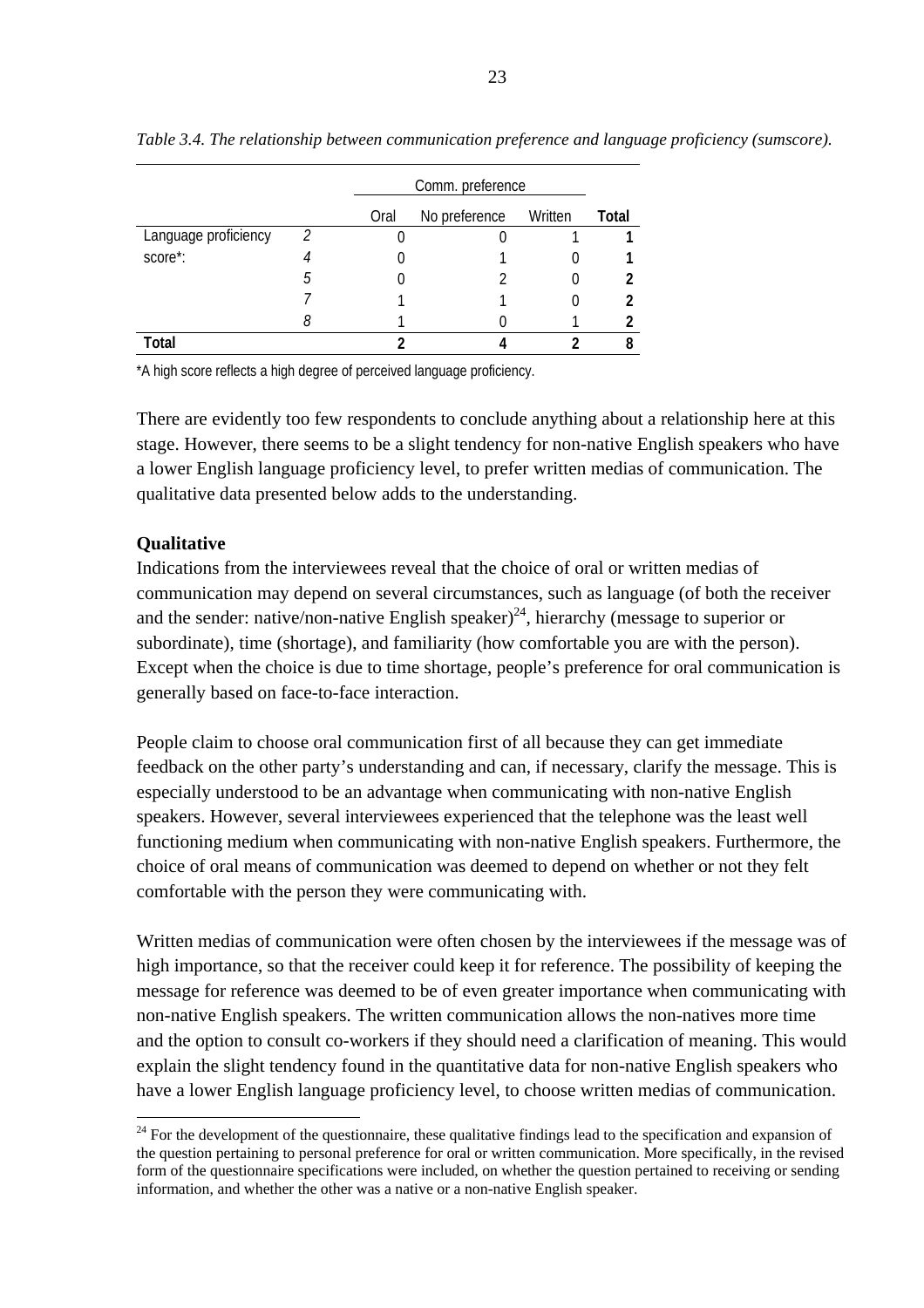*Table 3.4. The relationship between communication preference and language proficiency (sumscore).*

| | | Comm. preference | | | |
|---|---|---|---|---|---|
| | | Oral | No preference | Written | **Total** |
| Language proficiency score*: | *2* | 0 | 0 | 1 | **1** |
| | *4* | 0 | 1 | 0 | **1** |
| | *5* | 0 | 2 | 0 | **2** |
| | *7* | 1 | 1 | 0 | **2** |
| | *8* | 1 | 0 | 1 | **2** |
| **Total** | | **2** | **4** | **2** | **8** |

*A high score reflects a high degree of perceived language proficiency.

There are evidently too few respondents to conclude anything about a relationship here at this stage. However, there seems to be a slight tendency for non-native English speakers who have a lower English language proficiency level, to prefer written medias of communication. The qualitative data presented below adds to the understanding.

**Qualitative**

Indications from the interviewees reveal that the choice of oral or written medias of communication may depend on several circumstances, such as language (of both the receiver and the sender: native/non-native English speaker)[24], hierarchy (message to superior or subordinate), time (shortage), and familiarity (how comfortable you are with the person). Except when the choice is due to time shortage, people's preference for oral communication is generally based on face-to-face interaction.

People claim to choose oral communication first of all because they can get immediate feedback on the other party's understanding and can, if necessary, clarify the message. This is especially understood to be an advantage when communicating with non-native English speakers. However, several interviewees experienced that the telephone was the least well functioning medium when communicating with non-native English speakers. Furthermore, the choice of oral means of communication was deemed to depend on whether or not they felt comfortable with the person they were communicating with.

Written medias of communication were often chosen by the interviewees if the message was of high importance, so that the receiver could keep it for reference. The possibility of keeping the message for reference was deemed to be of even greater importance when communicating with non-native English speakers. The written communication allows the non-natives more time and the option to consult co-workers if they should need a clarification of meaning. This would explain the slight tendency found in the quantitative data for non-native English speakers who have a lower English language proficiency level, to choose written medias of communication.

[24] For the development of the questionnaire, these qualitative findings lead to the specification and expansion of the question pertaining to personal preference for oral or written communication. More specifically, in the revised form of the questionnaire specifications were included, on whether the question pertained to receiving or sending information, and whether the other was a native or a non-native English speaker.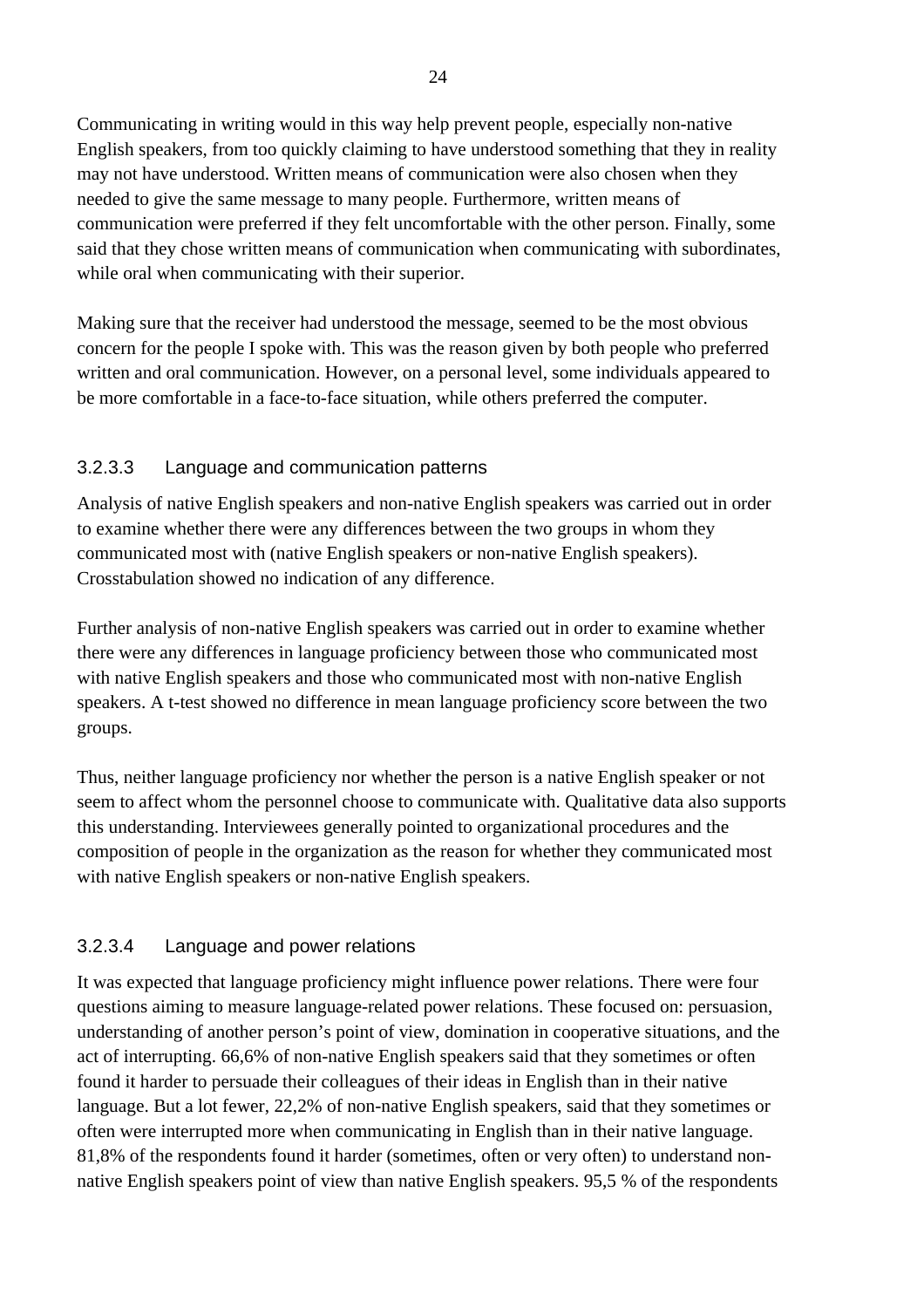Communicating in writing would in this way help prevent people, especially non-native English speakers, from too quickly claiming to have understood something that they in reality may not have understood. Written means of communication were also chosen when they needed to give the same message to many people. Furthermore, written means of communication were preferred if they felt uncomfortable with the other person. Finally, some said that they chose written means of communication when communicating with subordinates, while oral when communicating with their superior.

Making sure that the receiver had understood the message, seemed to be the most obvious concern for the people I spoke with. This was the reason given by both people who preferred written and oral communication. However, on a personal level, some individuals appeared to be more comfortable in a face-to-face situation, while others preferred the computer.

#### 3.2.3.3 Language and communication patterns

Analysis of native English speakers and non-native English speakers was carried out in order to examine whether there were any differences between the two groups in whom they communicated most with (native English speakers or non-native English speakers). Crosstabulation showed no indication of any difference.

Further analysis of non-native English speakers was carried out in order to examine whether there were any differences in language proficiency between those who communicated most with native English speakers and those who communicated most with non-native English speakers. A t-test showed no difference in mean language proficiency score between the two groups.

Thus, neither language proficiency nor whether the person is a native English speaker or not seem to affect whom the personnel choose to communicate with. Qualitative data also supports this understanding. Interviewees generally pointed to organizational procedures and the composition of people in the organization as the reason for whether they communicated most with native English speakers or non-native English speakers.

#### 3.2.3.4 Language and power relations

It was expected that language proficiency might influence power relations. There were four questions aiming to measure language-related power relations. These focused on: persuasion, understanding of another person's point of view, domination in cooperative situations, and the act of interrupting. 66,6% of non-native English speakers said that they sometimes or often found it harder to persuade their colleagues of their ideas in English than in their native language. But a lot fewer, 22,2% of non-native English speakers, said that they sometimes or often were interrupted more when communicating in English than in their native language. 81,8% of the respondents found it harder (sometimes, often or very often) to understand non-native English speakers point of view than native English speakers. 95,5 % of the respondents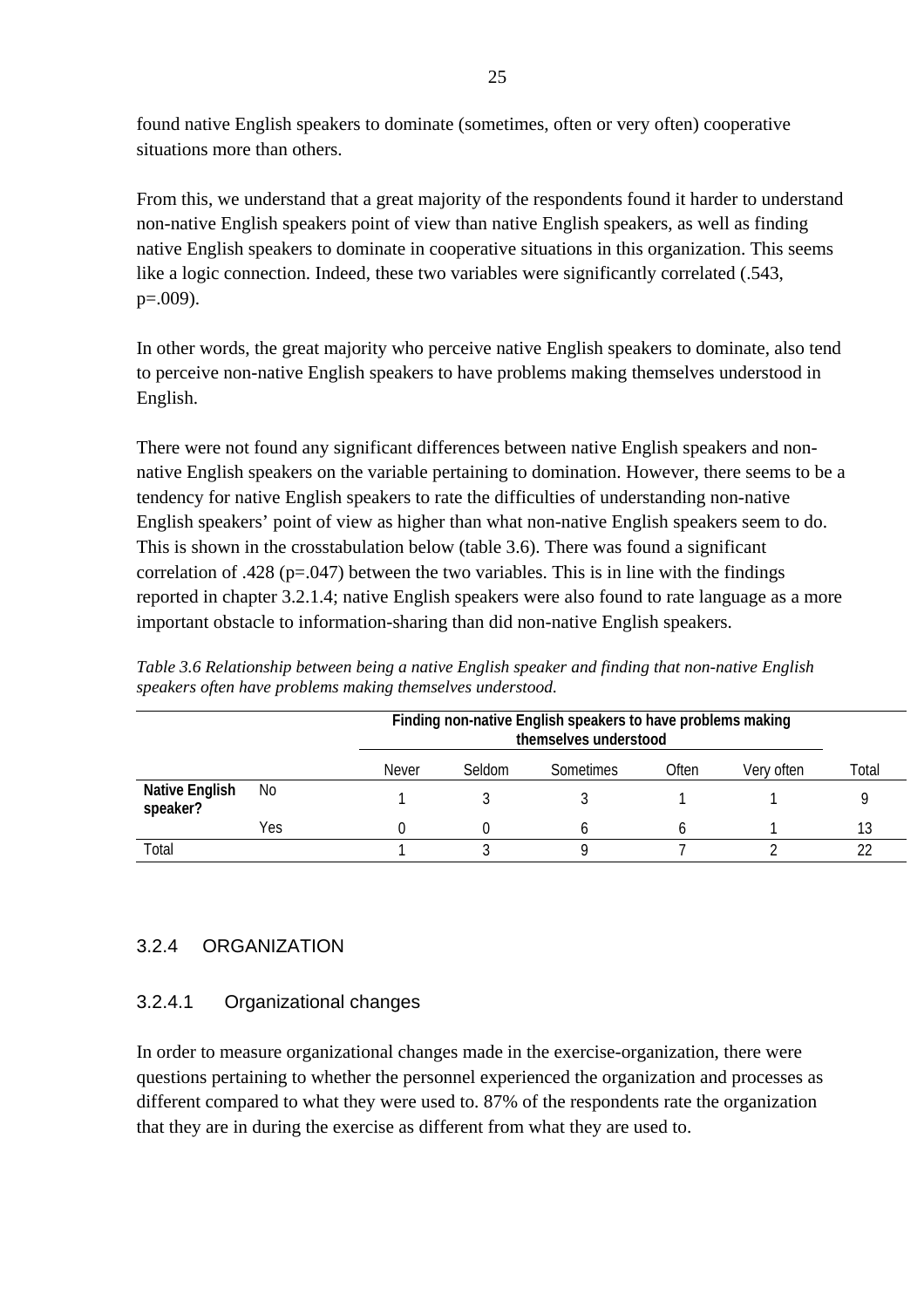found native English speakers to dominate (sometimes, often or very often) cooperative situations more than others.

From this, we understand that a great majority of the respondents found it harder to understand non-native English speakers point of view than native English speakers, as well as finding native English speakers to dominate in cooperative situations in this organization. This seems like a logic connection. Indeed, these two variables were significantly correlated (.543, p=.009).

In other words, the great majority who perceive native English speakers to dominate, also tend to perceive non-native English speakers to have problems making themselves understood in English.

There were not found any significant differences between native English speakers and non-native English speakers on the variable pertaining to domination. However, there seems to be a tendency for native English speakers to rate the difficulties of understanding non-native English speakers' point of view as higher than what non-native English speakers seem to do. This is shown in the crosstabulation below (table 3.6). There was found a significant correlation of .428 (p=.047) between the two variables. This is in line with the findings reported in chapter 3.2.1.4; native English speakers were also found to rate language as a more important obstacle to information-sharing than did non-native English speakers.

*Table 3.6 Relationship between being a native English speaker and finding that non-native English speakers often have problems making themselves understood.*

| | | Finding non-native English speakers to have problems making themselves understood | | | | | |
|---|---|---|---|---|---|---|---|
| | | Never | Seldom | Sometimes | Often | Very often | Total |
| **Native English speaker?** | No | 1 | 3 | 3 | 1 | 1 | 9 |
| | Yes | 0 | 0 | 6 | 6 | 1 | 13 |
| Total | | 1 | 3 | 9 | 7 | 2 | 22 |

### 3.2.4 ORGANIZATION

#### 3.2.4.1 Organizational changes

In order to measure organizational changes made in the exercise-organization, there were questions pertaining to whether the personnel experienced the organization and processes as different compared to what they were used to. 87% of the respondents rate the organization that they are in during the exercise as different from what they are used to.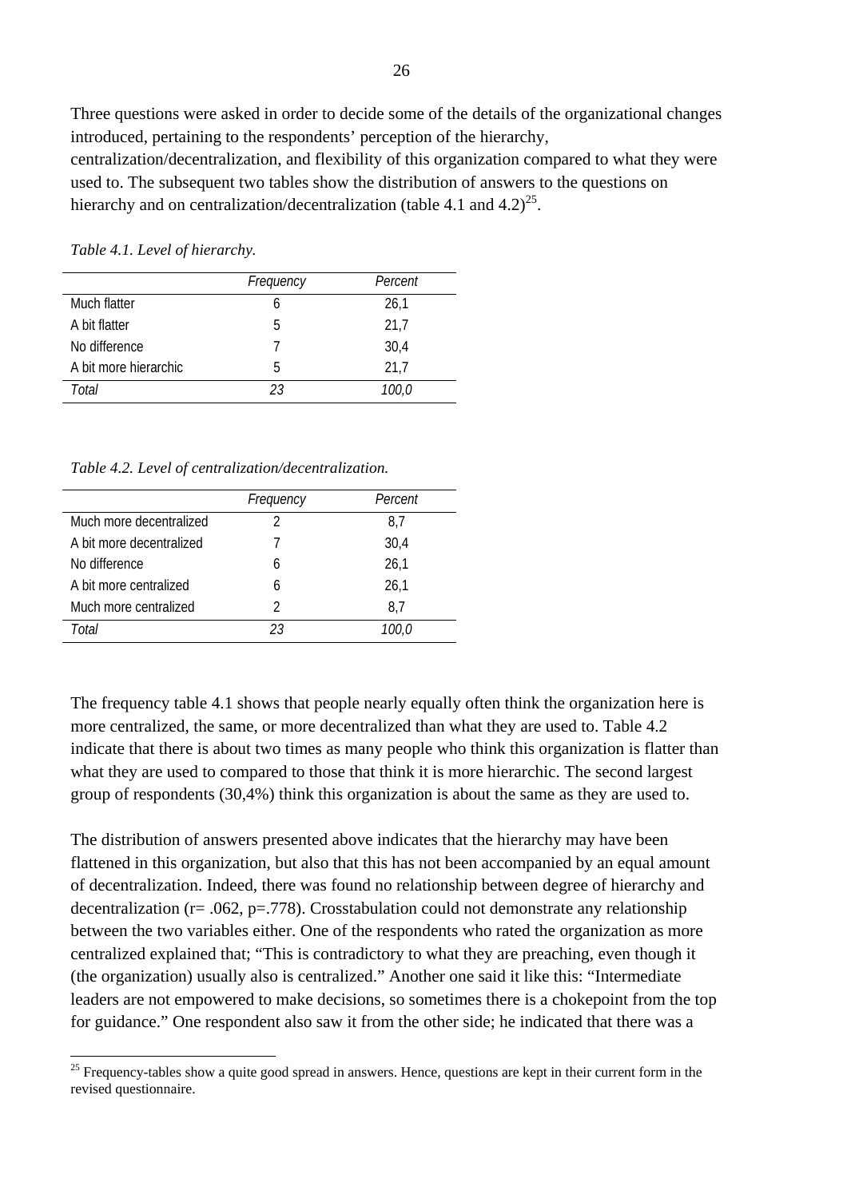Three questions were asked in order to decide some of the details of the organizational changes introduced, pertaining to the respondents' perception of the hierarchy, centralization/decentralization, and flexibility of this organization compared to what they were used to. The subsequent two tables show the distribution of answers to the questions on hierarchy and on centralization/decentralization (table 4.1 and 4.2)[25].

*Table 4.1. Level of hierarchy.*

| | *Frequency* | *Percent* |
|---|---|---|
| Much flatter | 6 | 26,1 |
| A bit flatter | 5 | 21,7 |
| No difference | 7 | 30,4 |
| A bit more hierarchic | 5 | 21,7 |
| *Total* | *23* | *100,0* |

*Table 4.2. Level of centralization/decentralization.*

| | *Frequency* | *Percent* |
|---|---|---|
| Much more decentralized | 2 | 8,7 |
| A bit more decentralized | 7 | 30,4 |
| No difference | 6 | 26,1 |
| A bit more centralized | 6 | 26,1 |
| Much more centralized | 2 | 8,7 |
| *Total* | *23* | *100,0* |

The frequency table 4.1 shows that people nearly equally often think the organization here is more centralized, the same, or more decentralized than what they are used to. Table 4.2 indicate that there is about two times as many people who think this organization is flatter than what they are used to compared to those that think it is more hierarchic. The second largest group of respondents (30,4%) think this organization is about the same as they are used to.

The distribution of answers presented above indicates that the hierarchy may have been flattened in this organization, but also that this has not been accompanied by an equal amount of decentralization. Indeed, there was found no relationship between degree of hierarchy and decentralization ($r = .062$, $p = .778$). Crosstabulation could not demonstrate any relationship between the two variables either. One of the respondents who rated the organization as more centralized explained that; "This is contradictory to what they are preaching, even though it (the organization) usually also is centralized." Another one said it like this: "Intermediate leaders are not empowered to make decisions, so sometimes there is a chokepoint from the top for guidance." One respondent also saw it from the other side; he indicated that there was a

[25] Frequency-tables show a quite good spread in answers. Hence, questions are kept in their current form in the revised questionnaire.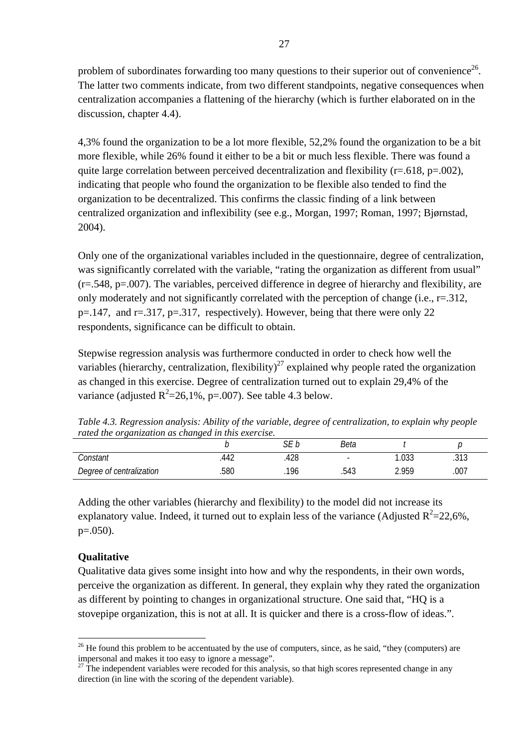problem of subordinates forwarding too many questions to their superior out of convenience[26]. The latter two comments indicate, from two different standpoints, negative consequences when centralization accompanies a flattening of the hierarchy (which is further elaborated on in the discussion, chapter 4.4).

4,3% found the organization to be a lot more flexible, 52,2% found the organization to be a bit more flexible, while 26% found it either to be a bit or much less flexible. There was found a quite large correlation between perceived decentralization and flexibility (r=.618, p=.002), indicating that people who found the organization to be flexible also tended to find the organization to be decentralized. This confirms the classic finding of a link between centralized organization and inflexibility (see e.g., Morgan, 1997; Roman, 1997; Bjørnstad, 2004).

Only one of the organizational variables included in the questionnaire, degree of centralization, was significantly correlated with the variable, "rating the organization as different from usual" (r=.548, p=.007). The variables, perceived difference in degree of hierarchy and flexibility, are only moderately and not significantly correlated with the perception of change (i.e., r=.312, p=.147, and r=.317, p=.317, respectively). However, being that there were only 22 respondents, significance can be difficult to obtain.

Stepwise regression analysis was furthermore conducted in order to check how well the variables (hierarchy, centralization, flexibility)[27] explained why people rated the organization as changed in this exercise. Degree of centralization turned out to explain 29,4% of the variance (adjusted $R^2$=26,1%, p=.007). See table 4.3 below.

*Table 4.3. Regression analysis: Ability of the variable, degree of centralization, to explain why people rated the organization as changed in this exercise.*

| | *b* | *SE b* | *Beta* | *t* | *p* |
|---|---|---|---|---|---|
| *Constant* | .442 | .428 | - | 1.033 | .313 |
| *Degree of centralization* | .580 | .196 | .543 | 2.959 | .007 |

Adding the other variables (hierarchy and flexibility) to the model did not increase its explanatory value. Indeed, it turned out to explain less of the variance (Adjusted $R^2$=22,6%, p=.050).

**Qualitative**

Qualitative data gives some insight into how and why the respondents, in their own words, perceive the organization as different. In general, they explain why they rated the organization as different by pointing to changes in organizational structure. One said that, "HQ is a stovepipe organization, this is not at all. It is quicker and there is a cross-flow of ideas.".

[26] He found this problem to be accentuated by the use of computers, since, as he said, "they (computers) are impersonal and makes it too easy to ignore a message".

[27] The independent variables were recoded for this analysis, so that high scores represented change in any direction (in line with the scoring of the dependent variable).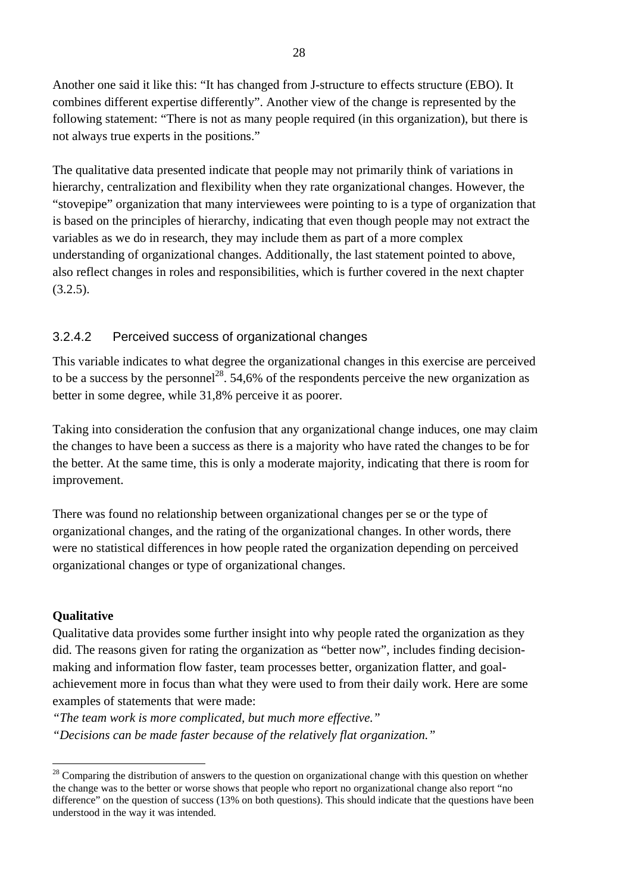Another one said it like this: “It has changed from J-structure to effects structure (EBO). It combines different expertise differently”. Another view of the change is represented by the following statement: “There is not as many people required (in this organization), but there is not always true experts in the positions.”

The qualitative data presented indicate that people may not primarily think of variations in hierarchy, centralization and flexibility when they rate organizational changes. However, the “stovepipe” organization that many interviewees were pointing to is a type of organization that is based on the principles of hierarchy, indicating that even though people may not extract the variables as we do in research, they may include them as part of a more complex understanding of organizational changes. Additionally, the last statement pointed to above, also reflect changes in roles and responsibilities, which is further covered in the next chapter (3.2.5).

#### 3.2.4.2 Perceived success of organizational changes

This variable indicates to what degree the organizational changes in this exercise are perceived to be a success by the personnel[28]. 54,6% of the respondents perceive the new organization as better in some degree, while 31,8% perceive it as poorer.

Taking into consideration the confusion that any organizational change induces, one may claim the changes to have been a success as there is a majority who have rated the changes to be for the better. At the same time, this is only a moderate majority, indicating that there is room for improvement.

There was found no relationship between organizational changes per se or the type of organizational changes, and the rating of the organizational changes. In other words, there were no statistical differences in how people rated the organization depending on perceived organizational changes or type of organizational changes.

**Qualitative**

Qualitative data provides some further insight into why people rated the organization as they did. The reasons given for rating the organization as “better now”, includes finding decision-making and information flow faster, team processes better, organization flatter, and goal-achievement more in focus than what they were used to from their daily work. Here are some examples of statements that were made:

*“The team work is more complicated, but much more effective.”*
*“Decisions can be made faster because of the relatively flat organization.”*

---

[28] Comparing the distribution of answers to the question on organizational change with this question on whether the change was to the better or worse shows that people who report no organizational change also report “no difference” on the question of success (13% on both questions). This should indicate that the questions have been understood in the way it was intended.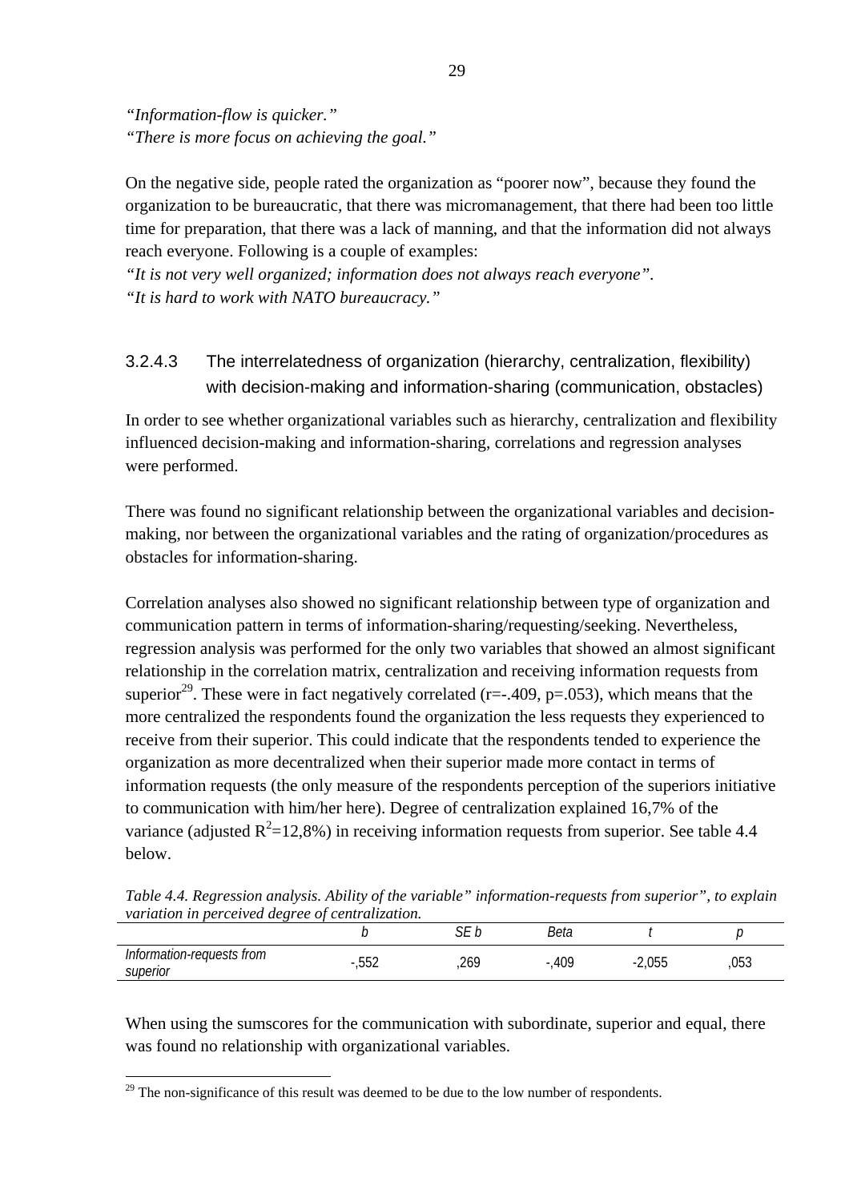*"Information-flow is quicker."*
*"There is more focus on achieving the goal."*

On the negative side, people rated the organization as "poorer now", because they found the organization to be bureaucratic, that there was micromanagement, that there had been too little time for preparation, that there was a lack of manning, and that the information did not always reach everyone. Following is a couple of examples:
*"It is not very well organized; information does not always reach everyone".*
*"It is hard to work with NATO bureaucracy."*

#### 3.2.4.3 The interrelatedness of organization (hierarchy, centralization, flexibility) with decision-making and information-sharing (communication, obstacles)

In order to see whether organizational variables such as hierarchy, centralization and flexibility influenced decision-making and information-sharing, correlations and regression analyses were performed.

There was found no significant relationship between the organizational variables and decision-making, nor between the organizational variables and the rating of organization/procedures as obstacles for information-sharing.

Correlation analyses also showed no significant relationship between type of organization and communication pattern in terms of information-sharing/requesting/seeking. Nevertheless, regression analysis was performed for the only two variables that showed an almost significant relationship in the correlation matrix, centralization and receiving information requests from superior[29]. These were in fact negatively correlated (r=-.409, p=.053), which means that the more centralized the respondents found the organization the less requests they experienced to receive from their superior. This could indicate that the respondents tended to experience the organization as more decentralized when their superior made more contact in terms of information requests (the only measure of the respondents perception of the superiors initiative to communication with him/her here). Degree of centralization explained 16,7% of the variance (adjusted $R^2$=12,8%) in receiving information requests from superior. See table 4.4 below.

*Table 4.4. Regression analysis. Ability of the variable" information-requests from superior", to explain variation in perceived degree of centralization.*

| | *b* | *SE b* | *Beta* | *t* | *p* |
|---|---|---|---|---|---|
| *Information-requests from superior* | -,552 | ,269 | -,409 | -2,055 | ,053 |

When using the sumscores for the communication with subordinate, superior and equal, there was found no relationship with organizational variables.

[29] The non-significance of this result was deemed to be due to the low number of respondents.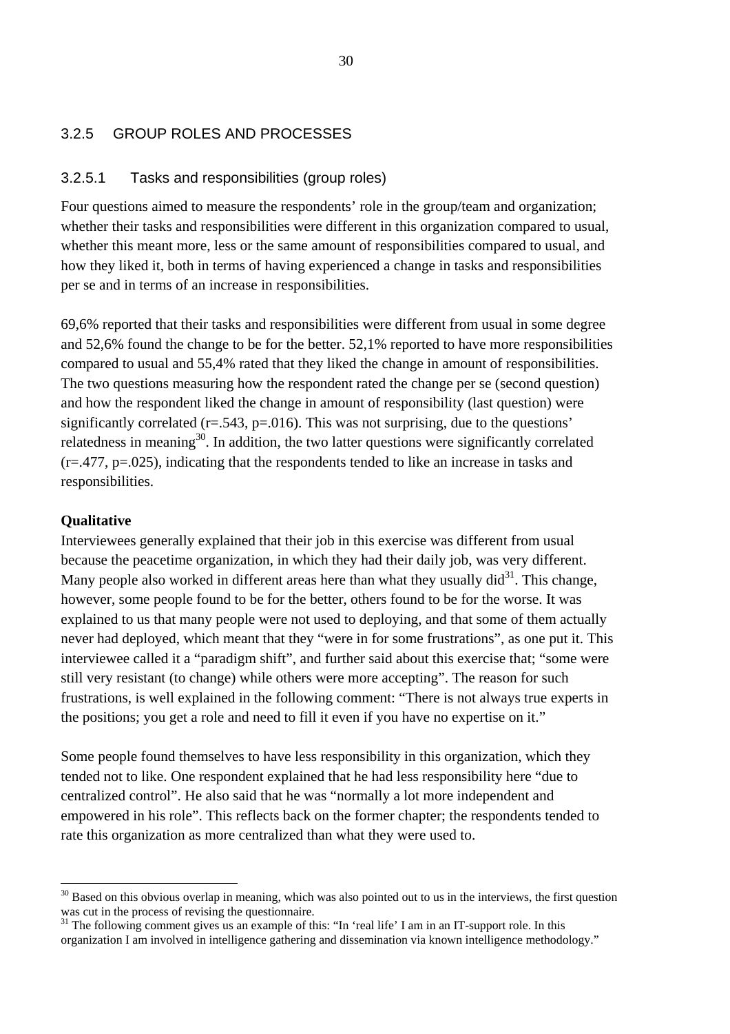### 3.2.5 GROUP ROLES AND PROCESSES

#### 3.2.5.1 Tasks and responsibilities (group roles)

Four questions aimed to measure the respondents' role in the group/team and organization; whether their tasks and responsibilities were different in this organization compared to usual, whether this meant more, less or the same amount of responsibilities compared to usual, and how they liked it, both in terms of having experienced a change in tasks and responsibilities per se and in terms of an increase in responsibilities.

69,6% reported that their tasks and responsibilities were different from usual in some degree and 52,6% found the change to be for the better. 52,1% reported to have more responsibilities compared to usual and 55,4% rated that they liked the change in amount of responsibilities. The two questions measuring how the respondent rated the change per se (second question) and how the respondent liked the change in amount of responsibility (last question) were significantly correlated ($r=.543$, $p=.016$). This was not surprising, due to the questions' relatedness in meaning[30]. In addition, the two latter questions were significantly correlated ($r=.477$, $p=.025$), indicating that the respondents tended to like an increase in tasks and responsibilities.

**Qualitative**

Interviewees generally explained that their job in this exercise was different from usual because the peacetime organization, in which they had their daily job, was very different. Many people also worked in different areas here than what they usually did[31]. This change, however, some people found to be for the better, others found to be for the worse. It was explained to us that many people were not used to deploying, and that some of them actually never had deployed, which meant that they "were in for some frustrations", as one put it. This interviewee called it a "paradigm shift", and further said about this exercise that; "some were still very resistant (to change) while others were more accepting". The reason for such frustrations, is well explained in the following comment: "There is not always true experts in the positions; you get a role and need to fill it even if you have no expertise on it."

Some people found themselves to have less responsibility in this organization, which they tended not to like. One respondent explained that he had less responsibility here "due to centralized control". He also said that he was "normally a lot more independent and empowered in his role". This reflects back on the former chapter; the respondents tended to rate this organization as more centralized than what they were used to.

---

[30] Based on this obvious overlap in meaning, which was also pointed out to us in the interviews, the first question was cut in the process of revising the questionnaire.

[31] The following comment gives us an example of this: "In 'real life' I am in an IT-support role. In this organization I am involved in intelligence gathering and dissemination via known intelligence methodology."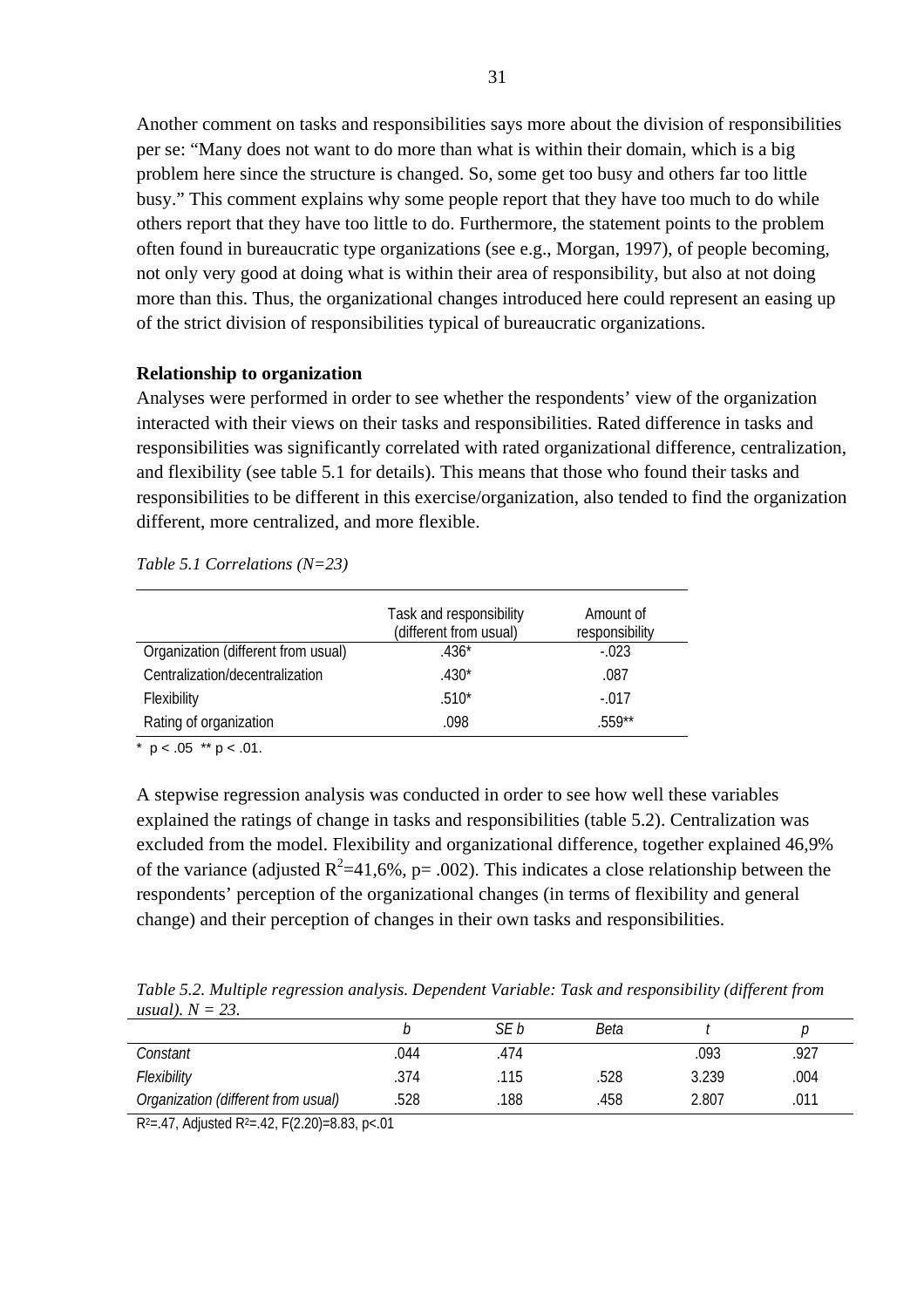Another comment on tasks and responsibilities says more about the division of responsibilities per se: "Many does not want to do more than what is within their domain, which is a big problem here since the structure is changed. So, some get too busy and others far too little busy." This comment explains why some people report that they have too much to do while others report that they have too little to do. Furthermore, the statement points to the problem often found in bureaucratic type organizations (see e.g., Morgan, 1997), of people becoming, not only very good at doing what is within their area of responsibility, but also at not doing more than this. Thus, the organizational changes introduced here could represent an easing up of the strict division of responsibilities typical of bureaucratic organizations.

**Relationship to organization**

Analyses were performed in order to see whether the respondents' view of the organization interacted with their views on their tasks and responsibilities. Rated difference in tasks and responsibilities was significantly correlated with rated organizational difference, centralization, and flexibility (see table 5.1 for details). This means that those who found their tasks and responsibilities to be different in this exercise/organization, also tended to find the organization different, more centralized, and more flexible.

*Table 5.1 Correlations (N=23)*

| | Task and responsibility (different from usual) | Amount of responsibility |
|---|---|---|
| Organization (different from usual) | .436* | -.023 |
| Centralization/decentralization | .430* | .087 |
| Flexibility | .510* | -.017 |
| Rating of organization | .098 | .559** |

\* $p < .05$ \*\* $p < .01$.

A stepwise regression analysis was conducted in order to see how well these variables explained the ratings of change in tasks and responsibilities (table 5.2). Centralization was excluded from the model. Flexibility and organizational difference, together explained 46,9% of the variance (adjusted $R^2$=41,6%, p= .002). This indicates a close relationship between the respondents' perception of the organizational changes (in terms of flexibility and general change) and their perception of changes in their own tasks and responsibilities.

*Table 5.2. Multiple regression analysis. Dependent Variable: Task and responsibility (different from usual). N = 23.*

| | *b* | *SE b* | *Beta* | *t* | *p* |
|---|---|---|---|---|---|
| *Constant* | .044 | .474 | | .093 | .927 |
| *Flexibility* | .374 | .115 | .528 | 3.239 | .004 |
| *Organization (different from usual)* | .528 | .188 | .458 | 2.807 | .011 |

$R^2$=.47, Adjusted $R^2$=.42, $F(2.20)$=8.83, $p<.01$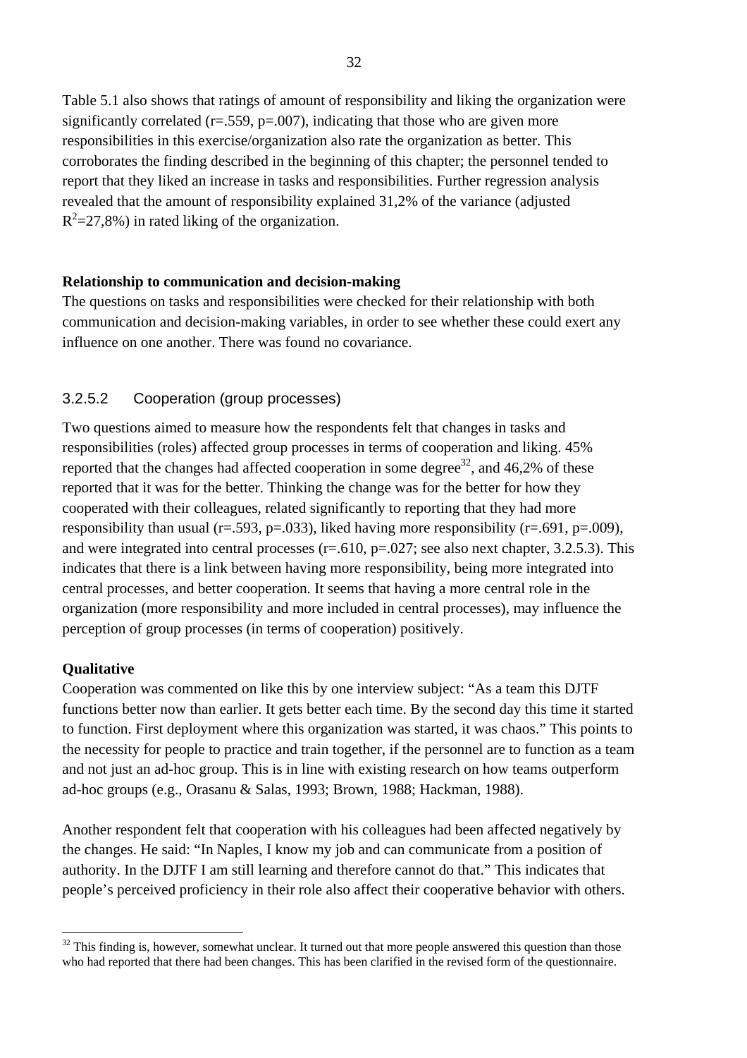Table 5.1 also shows that ratings of amount of responsibility and liking the organization were significantly correlated (r=.559, p=.007), indicating that those who are given more responsibilities in this exercise/organization also rate the organization as better. This corroborates the finding described in the beginning of this chapter; the personnel tended to report that they liked an increase in tasks and responsibilities. Further regression analysis revealed that the amount of responsibility explained 31,2% of the variance (adjusted $R^2$=27,8%) in rated liking of the organization.

**Relationship to communication and decision-making**

The questions on tasks and responsibilities were checked for their relationship with both communication and decision-making variables, in order to see whether these could exert any influence on one another. There was found no covariance.

### 3.2.5.2 Cooperation (group processes)

Two questions aimed to measure how the respondents felt that changes in tasks and responsibilities (roles) affected group processes in terms of cooperation and liking. 45% reported that the changes had affected cooperation in some degree[32], and 46,2% of these reported that it was for the better. Thinking the change was for the better for how they cooperated with their colleagues, related significantly to reporting that they had more responsibility than usual (r=.593, p=.033), liked having more responsibility (r=.691, p=.009), and were integrated into central processes (r=.610, p=.027; see also next chapter, 3.2.5.3). This indicates that there is a link between having more responsibility, being more integrated into central processes, and better cooperation. It seems that having a more central role in the organization (more responsibility and more included in central processes), may influence the perception of group processes (in terms of cooperation) positively.

**Qualitative**

Cooperation was commented on like this by one interview subject: "As a team this DJTF functions better now than earlier. It gets better each time. By the second day this time it started to function. First deployment where this organization was started, it was chaos." This points to the necessity for people to practice and train together, if the personnel are to function as a team and not just an ad-hoc group. This is in line with existing research on how teams outperform ad-hoc groups (e.g., Orasanu & Salas, 1993; Brown, 1988; Hackman, 1988).

Another respondent felt that cooperation with his colleagues had been affected negatively by the changes. He said: "In Naples, I know my job and can communicate from a position of authority. In the DJTF I am still learning and therefore cannot do that." This indicates that people's perceived proficiency in their role also affect their cooperative behavior with others.

[32] This finding is, however, somewhat unclear. It turned out that more people answered this question than those who had reported that there had been changes. This has been clarified in the revised form of the questionnaire.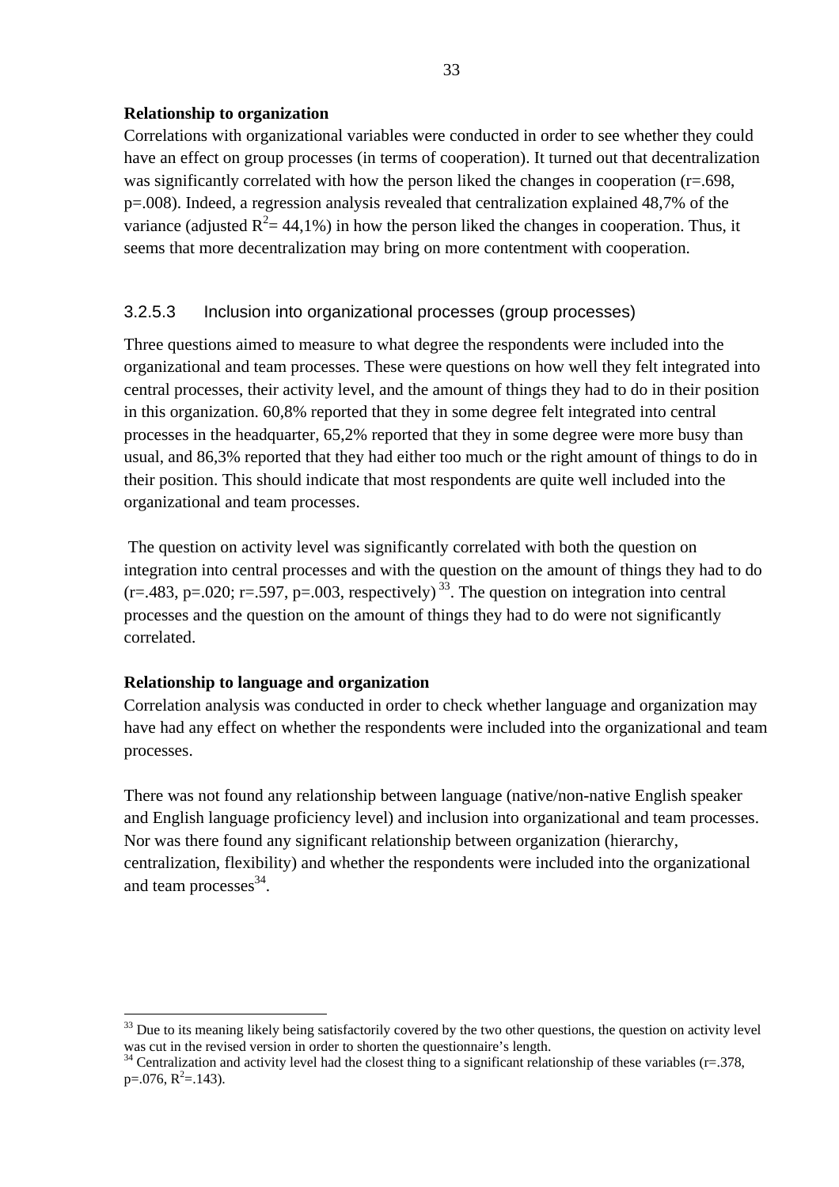**Relationship to organization**

Correlations with organizational variables were conducted in order to see whether they could have an effect on group processes (in terms of cooperation). It turned out that decentralization was significantly correlated with how the person liked the changes in cooperation (r=.698, p=.008). Indeed, a regression analysis revealed that centralization explained 48,7% of the variance (adjusted $R^2$= 44,1%) in how the person liked the changes in cooperation. Thus, it seems that more decentralization may bring on more contentment with cooperation.

### 3.2.5.3 Inclusion into organizational processes (group processes)

Three questions aimed to measure to what degree the respondents were included into the organizational and team processes. These were questions on how well they felt integrated into central processes, their activity level, and the amount of things they had to do in their position in this organization. 60,8% reported that they in some degree felt integrated into central processes in the headquarter, 65,2% reported that they in some degree were more busy than usual, and 86,3% reported that they had either too much or the right amount of things to do in their position. This should indicate that most respondents are quite well included into the organizational and team processes.

The question on activity level was significantly correlated with both the question on integration into central processes and with the question on the amount of things they had to do (r=.483, p=.020; r=.597, p=.003, respectively) [33]. The question on integration into central processes and the question on the amount of things they had to do were not significantly correlated.

**Relationship to language and organization**

Correlation analysis was conducted in order to check whether language and organization may have had any effect on whether the respondents were included into the organizational and team processes.

There was not found any relationship between language (native/non-native English speaker and English language proficiency level) and inclusion into organizational and team processes. Nor was there found any significant relationship between organization (hierarchy, centralization, flexibility) and whether the respondents were included into the organizational and team processes[34].

---

[33] Due to its meaning likely being satisfactorily covered by the two other questions, the question on activity level was cut in the revised version in order to shorten the questionnaire's length.

[34] Centralization and activity level had the closest thing to a significant relationship of these variables (r=.378, p=.076, $R^2$=.143).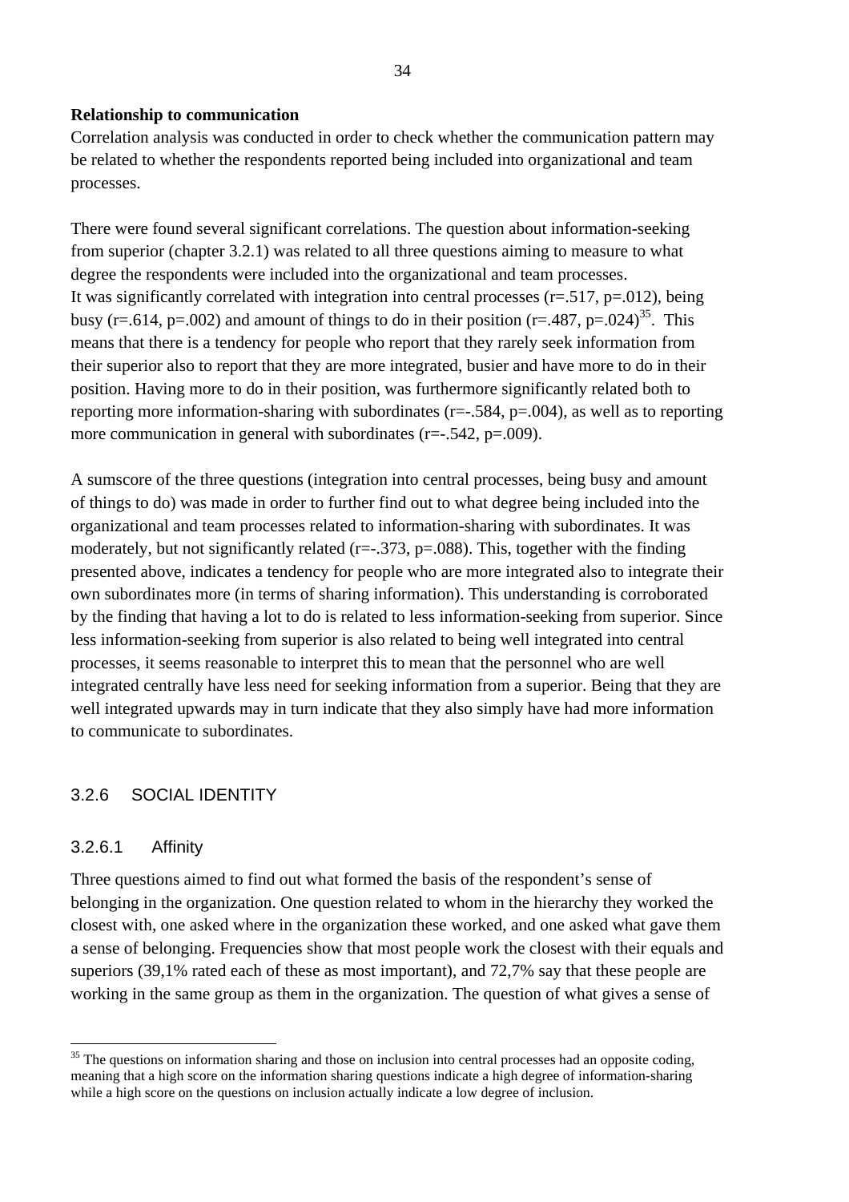**Relationship to communication**

Correlation analysis was conducted in order to check whether the communication pattern may be related to whether the respondents reported being included into organizational and team processes.

There were found several significant correlations. The question about information-seeking from superior (chapter 3.2.1) was related to all three questions aiming to measure to what degree the respondents were included into the organizational and team processes. It was significantly correlated with integration into central processes ($r=.517$, $p=.012$), being busy ($r=.614$, $p=.002$) and amount of things to do in their position ($r=.487$, $p=.024$)[35]. This means that there is a tendency for people who report that they rarely seek information from their superior also to report that they are more integrated, busier and have more to do in their position. Having more to do in their position, was furthermore significantly related both to reporting more information-sharing with subordinates ($r=-.584$, $p=.004$), as well as to reporting more communication in general with subordinates ($r=-.542$, $p=.009$).

A sumscore of the three questions (integration into central processes, being busy and amount of things to do) was made in order to further find out to what degree being included into the organizational and team processes related to information-sharing with subordinates. It was moderately, but not significantly related ($r=-.373$, $p=.088$). This, together with the finding presented above, indicates a tendency for people who are more integrated also to integrate their own subordinates more (in terms of sharing information). This understanding is corroborated by the finding that having a lot to do is related to less information-seeking from superior. Since less information-seeking from superior is also related to being well integrated into central processes, it seems reasonable to interpret this to mean that the personnel who are well integrated centrally have less need for seeking information from a superior. Being that they are well integrated upwards may in turn indicate that they also simply have had more information to communicate to subordinates.

## 3.2.6 SOCIAL IDENTITY

### 3.2.6.1 Affinity

Three questions aimed to find out what formed the basis of the respondent's sense of belonging in the organization. One question related to whom in the hierarchy they worked the closest with, one asked where in the organization these worked, and one asked what gave them a sense of belonging. Frequencies show that most people work the closest with their equals and superiors (39,1% rated each of these as most important), and 72,7% say that these people are working in the same group as them in the organization. The question of what gives a sense of

[35] The questions on information sharing and those on inclusion into central processes had an opposite coding, meaning that a high score on the information sharing questions indicate a high degree of information-sharing while a high score on the questions on inclusion actually indicate a low degree of inclusion.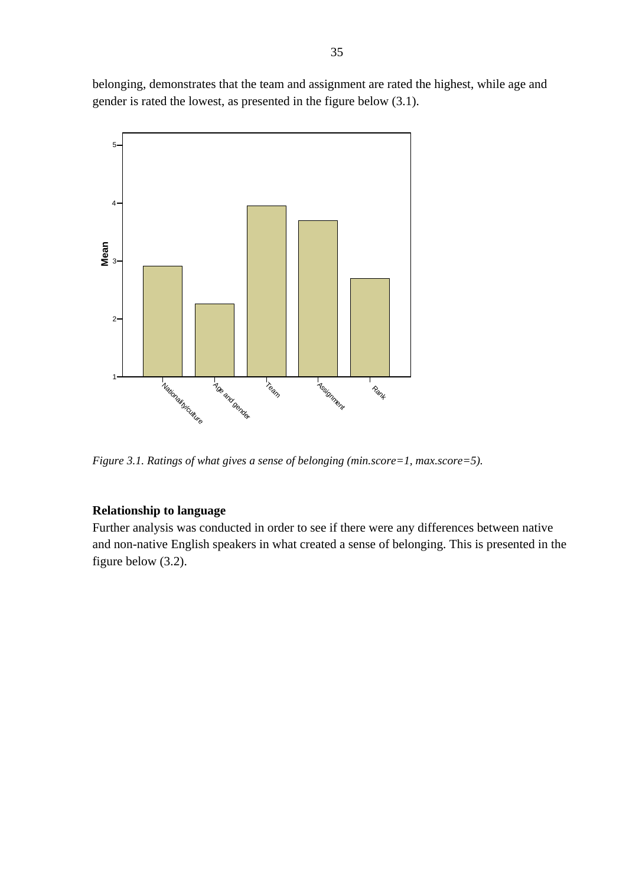belonging, demonstrates that the team and assignment are rated the highest, while age and gender is rated the lowest, as presented in the figure below (3.1).

*Figure 3.1. Ratings of what gives a sense of belonging (min.score=1, max.score=5).*

**Relationship to language**

Further analysis was conducted in order to see if there were any differences between native and non-native English speakers in what created a sense of belonging. This is presented in the figure below (3.2).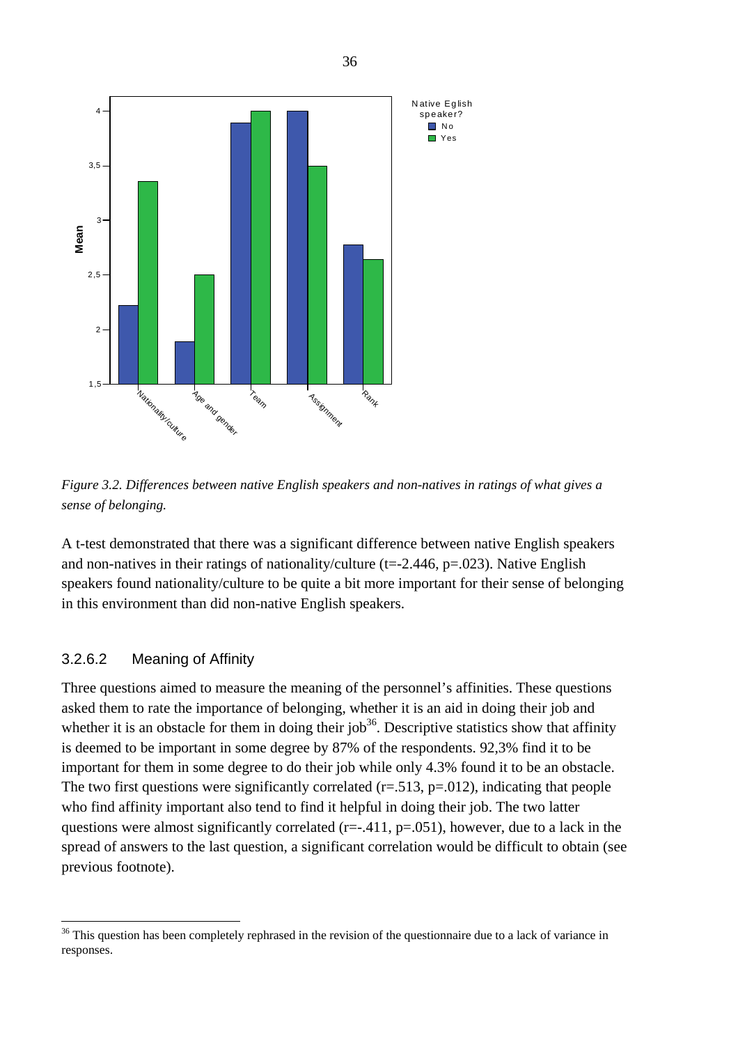*Figure 3.2. Differences between native English speakers and non-natives in ratings of what gives a sense of belonging.*

A t-test demonstrated that there was a significant difference between native English speakers and non-natives in their ratings of nationality/culture ($t=-2.446$, $p=.023$). Native English speakers found nationality/culture to be quite a bit more important for their sense of belonging in this environment than did non-native English speakers.

### 3.2.6.2 Meaning of Affinity

Three questions aimed to measure the meaning of the personnel's affinities. These questions asked them to rate the importance of belonging, whether it is an aid in doing their job and whether it is an obstacle for them in doing their job[36]. Descriptive statistics show that affinity is deemed to be important in some degree by 87% of the respondents. 92,3% find it to be important for them in some degree to do their job while only 4.3% found it to be an obstacle. The two first questions were significantly correlated ($r=.513$, $p=.012$), indicating that people who find affinity important also tend to find it helpful in doing their job. The two latter questions were almost significantly correlated ($r=-.411$, $p=.051$), however, due to a lack in the spread of answers to the last question, a significant correlation would be difficult to obtain (see previous footnote).

[36] This question has been completely rephrased in the revision of the questionnaire due to a lack of variance in responses.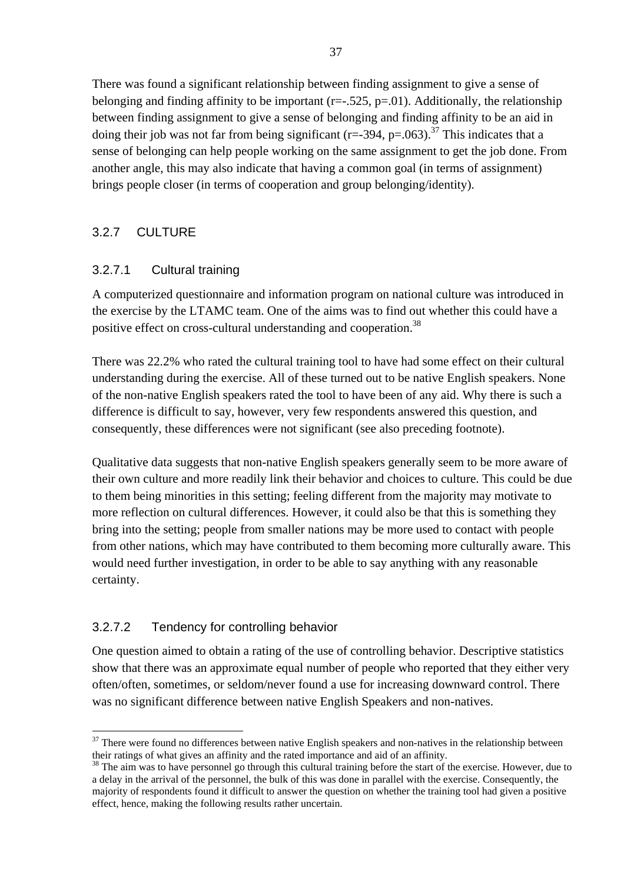There was found a significant relationship between finding assignment to give a sense of belonging and finding affinity to be important ($r=-.525$, $p=.01$). Additionally, the relationship between finding assignment to give a sense of belonging and finding affinity to be an aid in doing their job was not far from being significant ($r=-394$, $p=.063$).[37] This indicates that a sense of belonging can help people working on the same assignment to get the job done. From another angle, this may also indicate that having a common goal (in terms of assignment) brings people closer (in terms of cooperation and group belonging/identity).

### 3.2.7 CULTURE

#### 3.2.7.1 Cultural training

A computerized questionnaire and information program on national culture was introduced in the exercise by the LTAMC team. One of the aims was to find out whether this could have a positive effect on cross-cultural understanding and cooperation.[38]

There was 22.2% who rated the cultural training tool to have had some effect on their cultural understanding during the exercise. All of these turned out to be native English speakers. None of the non-native English speakers rated the tool to have been of any aid. Why there is such a difference is difficult to say, however, very few respondents answered this question, and consequently, these differences were not significant (see also preceding footnote).

Qualitative data suggests that non-native English speakers generally seem to be more aware of their own culture and more readily link their behavior and choices to culture. This could be due to them being minorities in this setting; feeling different from the majority may motivate to more reflection on cultural differences. However, it could also be that this is something they bring into the setting; people from smaller nations may be more used to contact with people from other nations, which may have contributed to them becoming more culturally aware. This would need further investigation, in order to be able to say anything with any reasonable certainty.

#### 3.2.7.2 Tendency for controlling behavior

One question aimed to obtain a rating of the use of controlling behavior. Descriptive statistics show that there was an approximate equal number of people who reported that they either very often/often, sometimes, or seldom/never found a use for increasing downward control. There was no significant difference between native English Speakers and non-natives.

---

[37] There were found no differences between native English speakers and non-natives in the relationship between their ratings of what gives an affinity and the rated importance and aid of an affinity.

[38] The aim was to have personnel go through this cultural training before the start of the exercise. However, due to a delay in the arrival of the personnel, the bulk of this was done in parallel with the exercise. Consequently, the majority of respondents found it difficult to answer the question on whether the training tool had given a positive effect, hence, making the following results rather uncertain.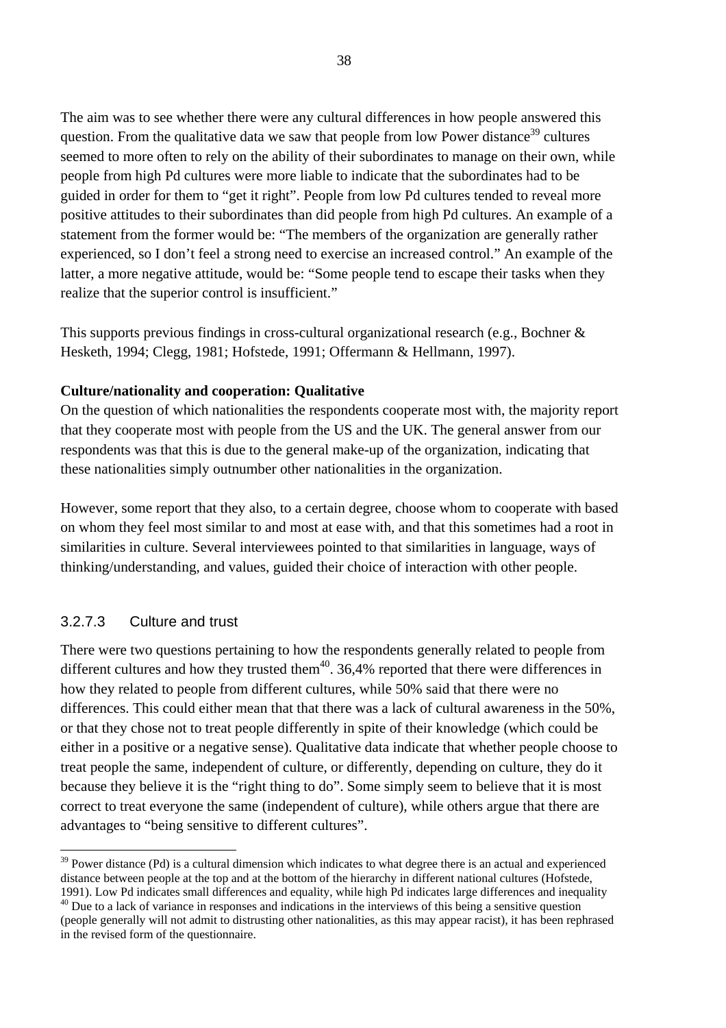The aim was to see whether there were any cultural differences in how people answered this question. From the qualitative data we saw that people from low Power distance[39] cultures seemed to more often to rely on the ability of their subordinates to manage on their own, while people from high Pd cultures were more liable to indicate that the subordinates had to be guided in order for them to "get it right". People from low Pd cultures tended to reveal more positive attitudes to their subordinates than did people from high Pd cultures. An example of a statement from the former would be: "The members of the organization are generally rather experienced, so I don't feel a strong need to exercise an increased control." An example of the latter, a more negative attitude, would be: "Some people tend to escape their tasks when they realize that the superior control is insufficient."

This supports previous findings in cross-cultural organizational research (e.g., Bochner & Hesketh, 1994; Clegg, 1981; Hofstede, 1991; Offermann & Hellmann, 1997).

**Culture/nationality and cooperation: Qualitative**

On the question of which nationalities the respondents cooperate most with, the majority report that they cooperate most with people from the US and the UK. The general answer from our respondents was that this is due to the general make-up of the organization, indicating that these nationalities simply outnumber other nationalities in the organization.

However, some report that they also, to a certain degree, choose whom to cooperate with based on whom they feel most similar to and most at ease with, and that this sometimes had a root in similarities in culture. Several interviewees pointed to that similarities in language, ways of thinking/understanding, and values, guided their choice of interaction with other people.

### 3.2.7.3 Culture and trust

There were two questions pertaining to how the respondents generally related to people from different cultures and how they trusted them[40]. 36,4% reported that there were differences in how they related to people from different cultures, while 50% said that there were no differences. This could either mean that that there was a lack of cultural awareness in the 50%, or that they chose not to treat people differently in spite of their knowledge (which could be either in a positive or a negative sense). Qualitative data indicate that whether people choose to treat people the same, independent of culture, or differently, depending on culture, they do it because they believe it is the "right thing to do". Some simply seem to believe that it is most correct to treat everyone the same (independent of culture), while others argue that there are advantages to "being sensitive to different cultures".

---

[39] Power distance (Pd) is a cultural dimension which indicates to what degree there is an actual and experienced distance between people at the top and at the bottom of the hierarchy in different national cultures (Hofstede, 1991). Low Pd indicates small differences and equality, while high Pd indicates large differences and inequality

[40] Due to a lack of variance in responses and indications in the interviews of this being a sensitive question (people generally will not admit to distrusting other nationalities, as this may appear racist), it has been rephrased in the revised form of the questionnaire.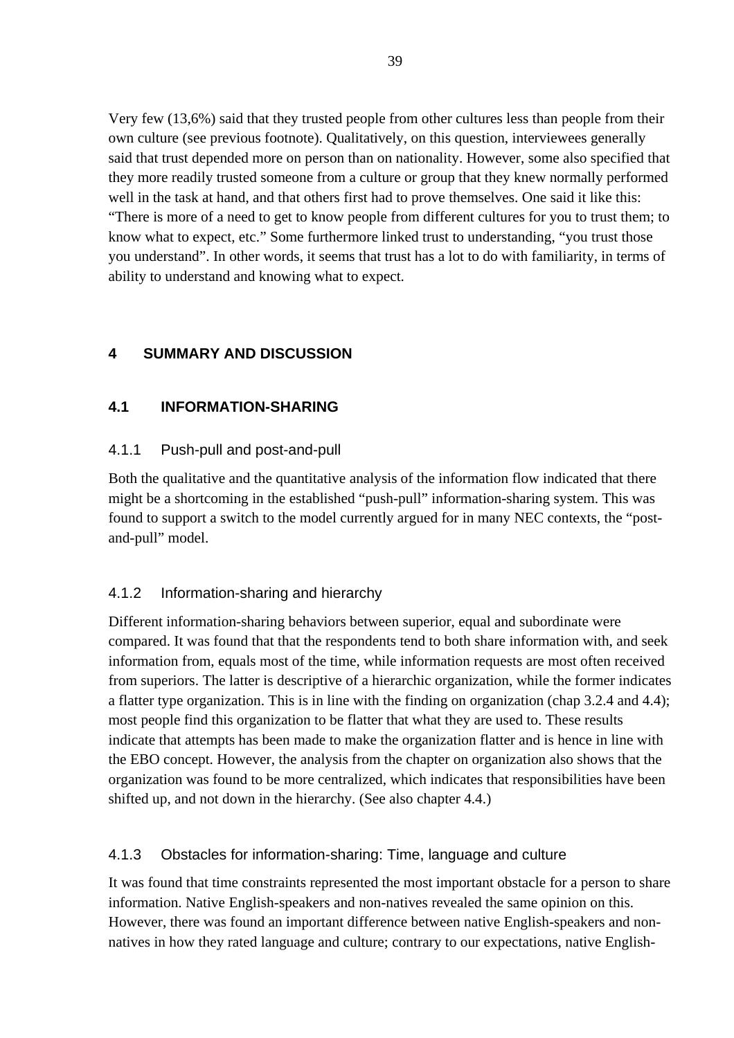Very few (13,6%) said that they trusted people from other cultures less than people from their own culture (see previous footnote). Qualitatively, on this question, interviewees generally said that trust depended more on person than on nationality. However, some also specified that they more readily trusted someone from a culture or group that they knew normally performed well in the task at hand, and that others first had to prove themselves. One said it like this: "There is more of a need to get to know people from different cultures for you to trust them; to know what to expect, etc." Some furthermore linked trust to understanding, "you trust those you understand". In other words, it seems that trust has a lot to do with familiarity, in terms of ability to understand and knowing what to expect.

# 4 SUMMARY AND DISCUSSION

## 4.1 INFORMATION-SHARING

### 4.1.1 Push-pull and post-and-pull

Both the qualitative and the quantitative analysis of the information flow indicated that there might be a shortcoming in the established "push-pull" information-sharing system. This was found to support a switch to the model currently argued for in many NEC contexts, the "post-and-pull" model.

### 4.1.2 Information-sharing and hierarchy

Different information-sharing behaviors between superior, equal and subordinate were compared. It was found that that the respondents tend to both share information with, and seek information from, equals most of the time, while information requests are most often received from superiors. The latter is descriptive of a hierarchic organization, while the former indicates a flatter type organization. This is in line with the finding on organization (chap 3.2.4 and 4.4); most people find this organization to be flatter that what they are used to. These results indicate that attempts has been made to make the organization flatter and is hence in line with the EBO concept. However, the analysis from the chapter on organization also shows that the organization was found to be more centralized, which indicates that responsibilities have been shifted up, and not down in the hierarchy. (See also chapter 4.4.)

### 4.1.3 Obstacles for information-sharing: Time, language and culture

It was found that time constraints represented the most important obstacle for a person to share information. Native English-speakers and non-natives revealed the same opinion on this. However, there was found an important difference between native English-speakers and non-natives in how they rated language and culture; contrary to our expectations, native English-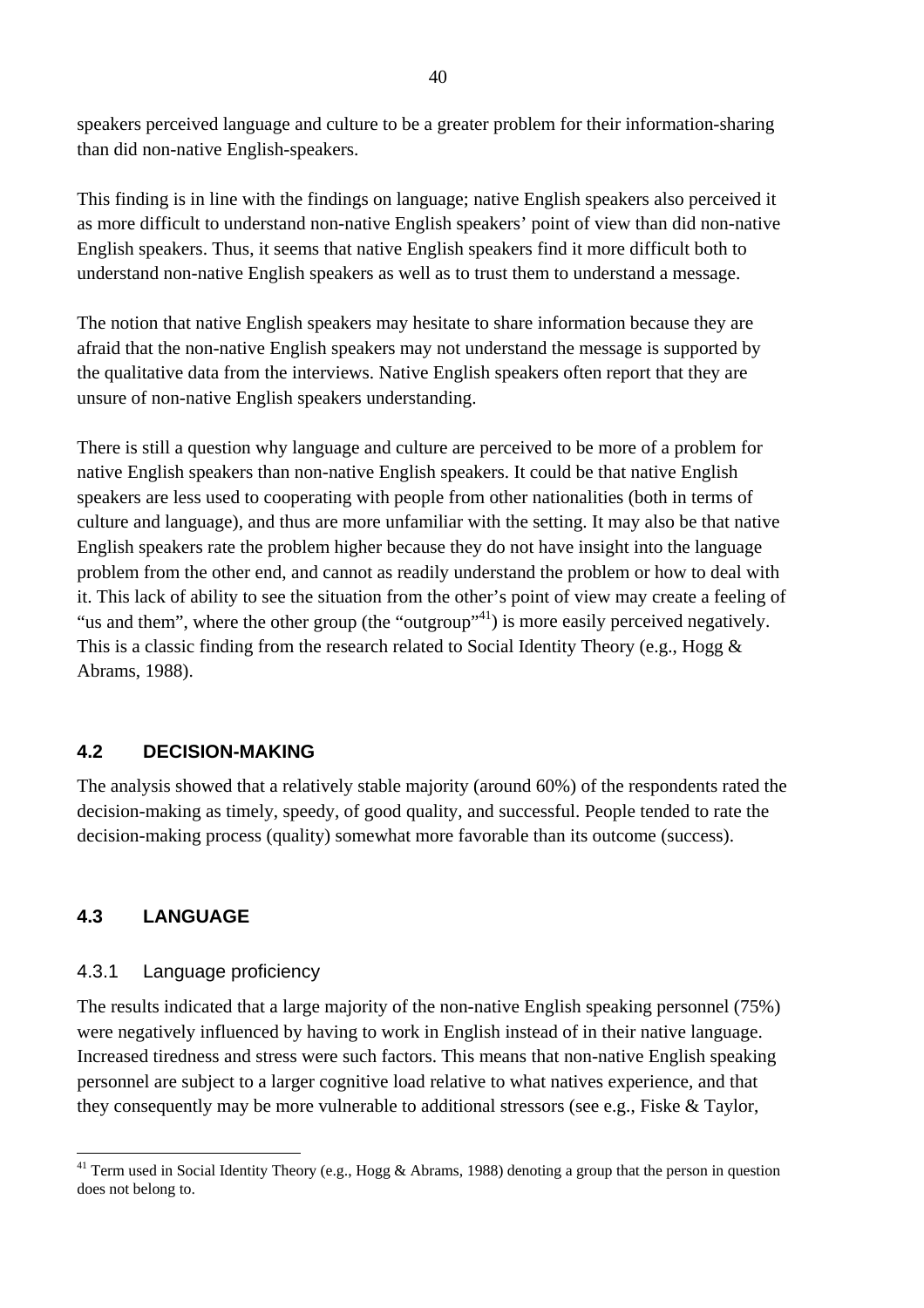speakers perceived language and culture to be a greater problem for their information-sharing than did non-native English-speakers.

This finding is in line with the findings on language; native English speakers also perceived it as more difficult to understand non-native English speakers' point of view than did non-native English speakers. Thus, it seems that native English speakers find it more difficult both to understand non-native English speakers as well as to trust them to understand a message.

The notion that native English speakers may hesitate to share information because they are afraid that the non-native English speakers may not understand the message is supported by the qualitative data from the interviews. Native English speakers often report that they are unsure of non-native English speakers understanding.

There is still a question why language and culture are perceived to be more of a problem for native English speakers than non-native English speakers. It could be that native English speakers are less used to cooperating with people from other nationalities (both in terms of culture and language), and thus are more unfamiliar with the setting. It may also be that native English speakers rate the problem higher because they do not have insight into the language problem from the other end, and cannot as readily understand the problem or how to deal with it. This lack of ability to see the situation from the other's point of view may create a feeling of "us and them", where the other group (the "outgroup"[41]) is more easily perceived negatively. This is a classic finding from the research related to Social Identity Theory (e.g., Hogg & Abrams, 1988).

## 4.2 DECISION-MAKING

The analysis showed that a relatively stable majority (around 60%) of the respondents rated the decision-making as timely, speedy, of good quality, and successful. People tended to rate the decision-making process (quality) somewhat more favorable than its outcome (success).

## 4.3 LANGUAGE

### 4.3.1 Language proficiency

The results indicated that a large majority of the non-native English speaking personnel (75%) were negatively influenced by having to work in English instead of in their native language. Increased tiredness and stress were such factors. This means that non-native English speaking personnel are subject to a larger cognitive load relative to what natives experience, and that they consequently may be more vulnerable to additional stressors (see e.g., Fiske & Taylor,

[41] Term used in Social Identity Theory (e.g., Hogg & Abrams, 1988) denoting a group that the person in question does not belong to.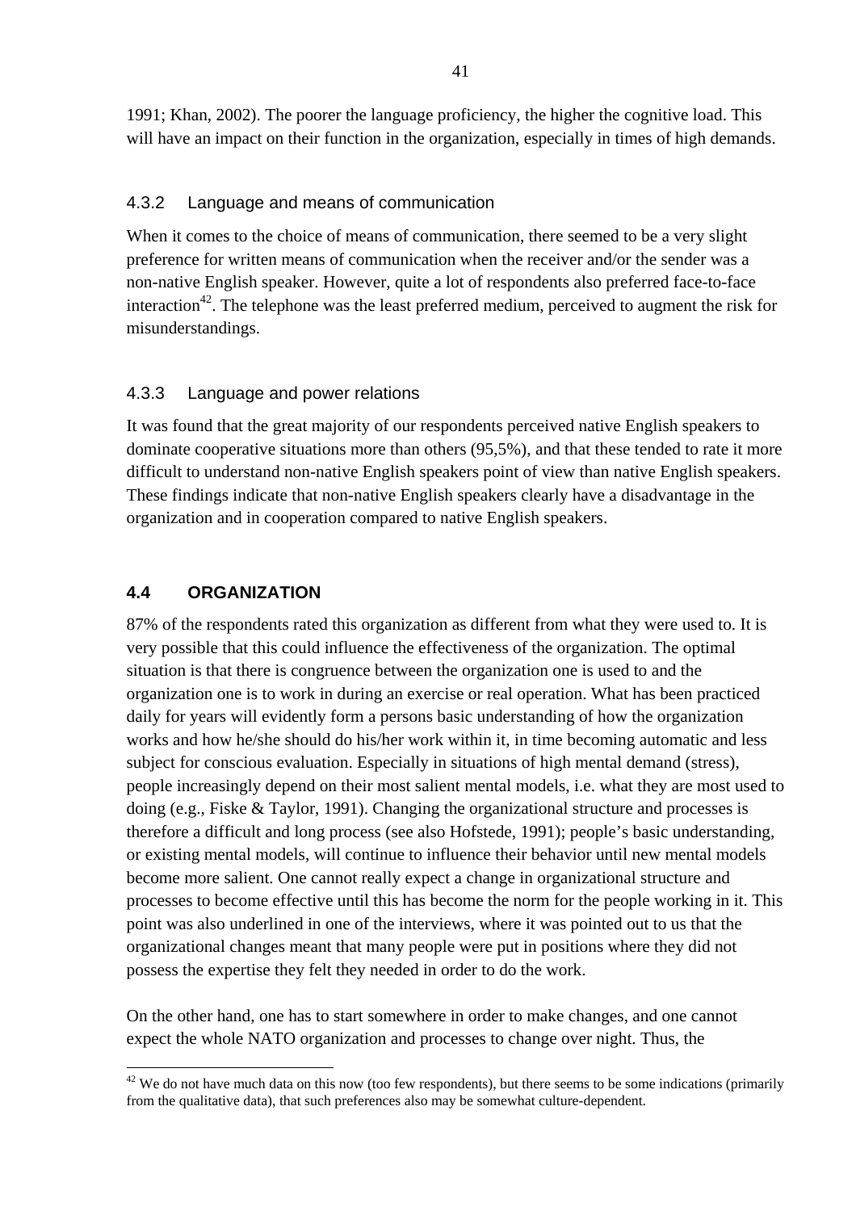1991; Khan, 2002). The poorer the language proficiency, the higher the cognitive load. This will have an impact on their function in the organization, especially in times of high demands.

### 4.3.2 Language and means of communication

When it comes to the choice of means of communication, there seemed to be a very slight preference for written means of communication when the receiver and/or the sender was a non-native English speaker. However, quite a lot of respondents also preferred face-to-face interaction[42]. The telephone was the least preferred medium, perceived to augment the risk for misunderstandings.

### 4.3.3 Language and power relations

It was found that the great majority of our respondents perceived native English speakers to dominate cooperative situations more than others (95,5%), and that these tended to rate it more difficult to understand non-native English speakers point of view than native English speakers. These findings indicate that non-native English speakers clearly have a disadvantage in the organization and in cooperation compared to native English speakers.

## 4.4 ORGANIZATION

87% of the respondents rated this organization as different from what they were used to. It is very possible that this could influence the effectiveness of the organization. The optimal situation is that there is congruence between the organization one is used to and the organization one is to work in during an exercise or real operation. What has been practiced daily for years will evidently form a persons basic understanding of how the organization works and how he/she should do his/her work within it, in time becoming automatic and less subject for conscious evaluation. Especially in situations of high mental demand (stress), people increasingly depend on their most salient mental models, i.e. what they are most used to doing (e.g., Fiske & Taylor, 1991). Changing the organizational structure and processes is therefore a difficult and long process (see also Hofstede, 1991); people's basic understanding, or existing mental models, will continue to influence their behavior until new mental models become more salient. One cannot really expect a change in organizational structure and processes to become effective until this has become the norm for the people working in it. This point was also underlined in one of the interviews, where it was pointed out to us that the organizational changes meant that many people were put in positions where they did not possess the expertise they felt they needed in order to do the work.

On the other hand, one has to start somewhere in order to make changes, and one cannot expect the whole NATO organization and processes to change over night. Thus, the

[42] We do not have much data on this now (too few respondents), but there seems to be some indications (primarily from the qualitative data), that such preferences also may be somewhat culture-dependent.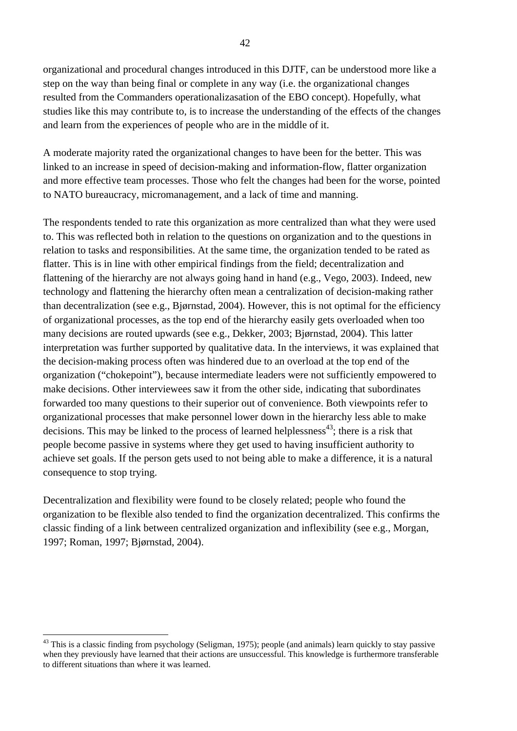organizational and procedural changes introduced in this DJTF, can be understood more like a step on the way than being final or complete in any way (i.e. the organizational changes resulted from the Commanders operationalizasation of the EBO concept). Hopefully, what studies like this may contribute to, is to increase the understanding of the effects of the changes and learn from the experiences of people who are in the middle of it.

A moderate majority rated the organizational changes to have been for the better. This was linked to an increase in speed of decision-making and information-flow, flatter organization and more effective team processes. Those who felt the changes had been for the worse, pointed to NATO bureaucracy, micromanagement, and a lack of time and manning.

The respondents tended to rate this organization as more centralized than what they were used to. This was reflected both in relation to the questions on organization and to the questions in relation to tasks and responsibilities. At the same time, the organization tended to be rated as flatter. This is in line with other empirical findings from the field; decentralization and flattening of the hierarchy are not always going hand in hand (e.g., Vego, 2003). Indeed, new technology and flattening the hierarchy often mean a centralization of decision-making rather than decentralization (see e.g., Bjørnstad, 2004). However, this is not optimal for the efficiency of organizational processes, as the top end of the hierarchy easily gets overloaded when too many decisions are routed upwards (see e.g., Dekker, 2003; Bjørnstad, 2004). This latter interpretation was further supported by qualitative data. In the interviews, it was explained that the decision-making process often was hindered due to an overload at the top end of the organization ("chokepoint"), because intermediate leaders were not sufficiently empowered to make decisions. Other interviewees saw it from the other side, indicating that subordinates forwarded too many questions to their superior out of convenience. Both viewpoints refer to organizational processes that make personnel lower down in the hierarchy less able to make decisions. This may be linked to the process of learned helplessness[43]; there is a risk that people become passive in systems where they get used to having insufficient authority to achieve set goals. If the person gets used to not being able to make a difference, it is a natural consequence to stop trying.

Decentralization and flexibility were found to be closely related; people who found the organization to be flexible also tended to find the organization decentralized. This confirms the classic finding of a link between centralized organization and inflexibility (see e.g., Morgan, 1997; Roman, 1997; Bjørnstad, 2004).

---

[43] This is a classic finding from psychology (Seligman, 1975); people (and animals) learn quickly to stay passive when they previously have learned that their actions are unsuccessful. This knowledge is furthermore transferable to different situations than where it was learned.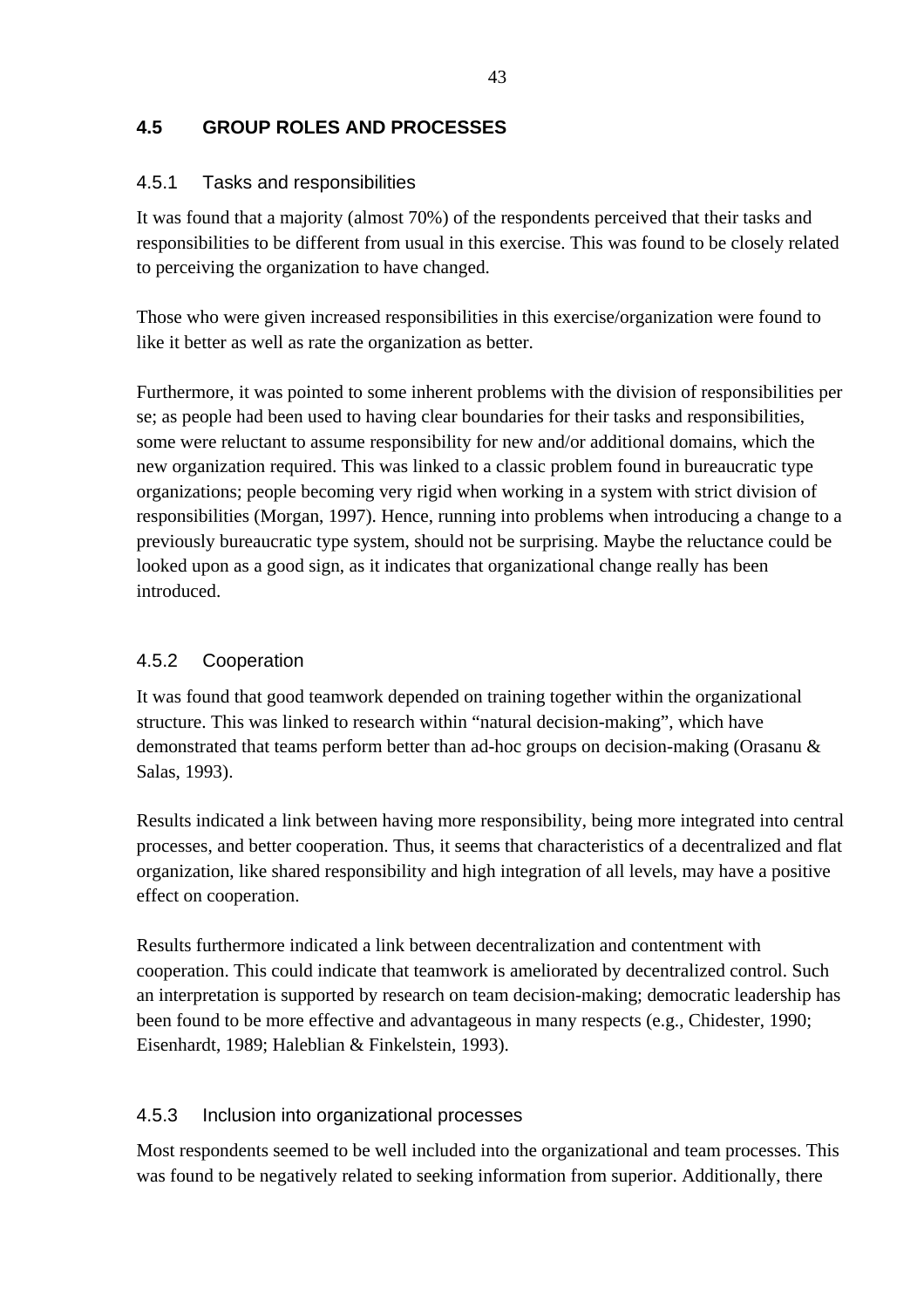## 4.5 GROUP ROLES AND PROCESSES

### 4.5.1 Tasks and responsibilities

It was found that a majority (almost 70%) of the respondents perceived that their tasks and responsibilities to be different from usual in this exercise. This was found to be closely related to perceiving the organization to have changed.

Those who were given increased responsibilities in this exercise/organization were found to like it better as well as rate the organization as better.

Furthermore, it was pointed to some inherent problems with the division of responsibilities per se; as people had been used to having clear boundaries for their tasks and responsibilities, some were reluctant to assume responsibility for new and/or additional domains, which the new organization required. This was linked to a classic problem found in bureaucratic type organizations; people becoming very rigid when working in a system with strict division of responsibilities (Morgan, 1997). Hence, running into problems when introducing a change to a previously bureaucratic type system, should not be surprising. Maybe the reluctance could be looked upon as a good sign, as it indicates that organizational change really has been introduced.

### 4.5.2 Cooperation

It was found that good teamwork depended on training together within the organizational structure. This was linked to research within "natural decision-making", which have demonstrated that teams perform better than ad-hoc groups on decision-making (Orasanu & Salas, 1993).

Results indicated a link between having more responsibility, being more integrated into central processes, and better cooperation. Thus, it seems that characteristics of a decentralized and flat organization, like shared responsibility and high integration of all levels, may have a positive effect on cooperation.

Results furthermore indicated a link between decentralization and contentment with cooperation. This could indicate that teamwork is ameliorated by decentralized control. Such an interpretation is supported by research on team decision-making; democratic leadership has been found to be more effective and advantageous in many respects (e.g., Chidester, 1990; Eisenhardt, 1989; Haleblian & Finkelstein, 1993).

### 4.5.3 Inclusion into organizational processes

Most respondents seemed to be well included into the organizational and team processes. This was found to be negatively related to seeking information from superior. Additionally, there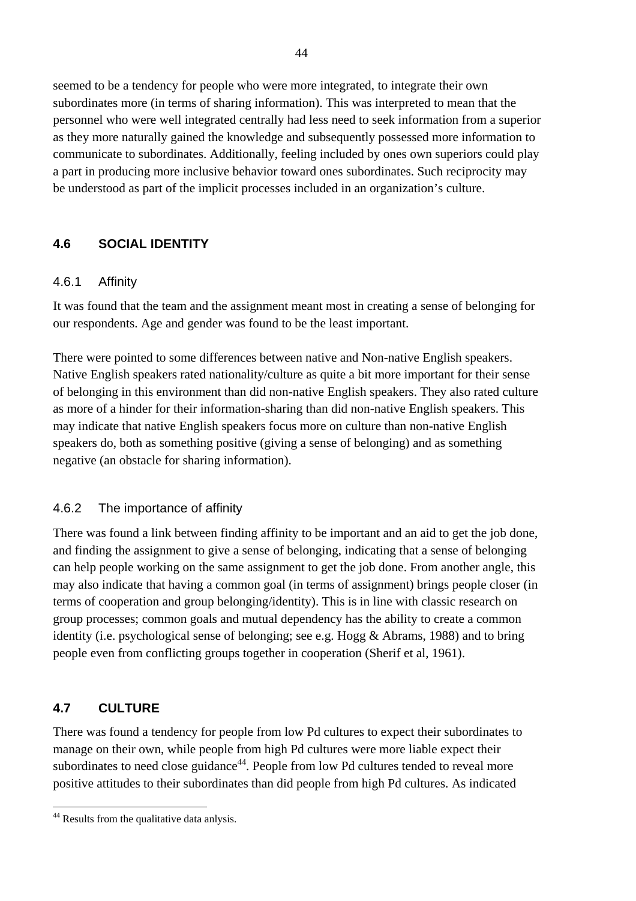seemed to be a tendency for people who were more integrated, to integrate their own subordinates more (in terms of sharing information). This was interpreted to mean that the personnel who were well integrated centrally had less need to seek information from a superior as they more naturally gained the knowledge and subsequently possessed more information to communicate to subordinates. Additionally, feeling included by ones own superiors could play a part in producing more inclusive behavior toward ones subordinates. Such reciprocity may be understood as part of the implicit processes included in an organization's culture.

## 4.6 SOCIAL IDENTITY

### 4.6.1 Affinity

It was found that the team and the assignment meant most in creating a sense of belonging for our respondents. Age and gender was found to be the least important.

There were pointed to some differences between native and Non-native English speakers. Native English speakers rated nationality/culture as quite a bit more important for their sense of belonging in this environment than did non-native English speakers. They also rated culture as more of a hinder for their information-sharing than did non-native English speakers. This may indicate that native English speakers focus more on culture than non-native English speakers do, both as something positive (giving a sense of belonging) and as something negative (an obstacle for sharing information).

### 4.6.2 The importance of affinity

There was found a link between finding affinity to be important and an aid to get the job done, and finding the assignment to give a sense of belonging, indicating that a sense of belonging can help people working on the same assignment to get the job done. From another angle, this may also indicate that having a common goal (in terms of assignment) brings people closer (in terms of cooperation and group belonging/identity). This is in line with classic research on group processes; common goals and mutual dependency has the ability to create a common identity (i.e. psychological sense of belonging; see e.g. Hogg & Abrams, 1988) and to bring people even from conflicting groups together in cooperation (Sherif et al, 1961).

## 4.7 CULTURE

There was found a tendency for people from low Pd cultures to expect their subordinates to manage on their own, while people from high Pd cultures were more liable expect their subordinates to need close guidance[44]. People from low Pd cultures tended to reveal more positive attitudes to their subordinates than did people from high Pd cultures. As indicated

[44] Results from the qualitative data anlysis.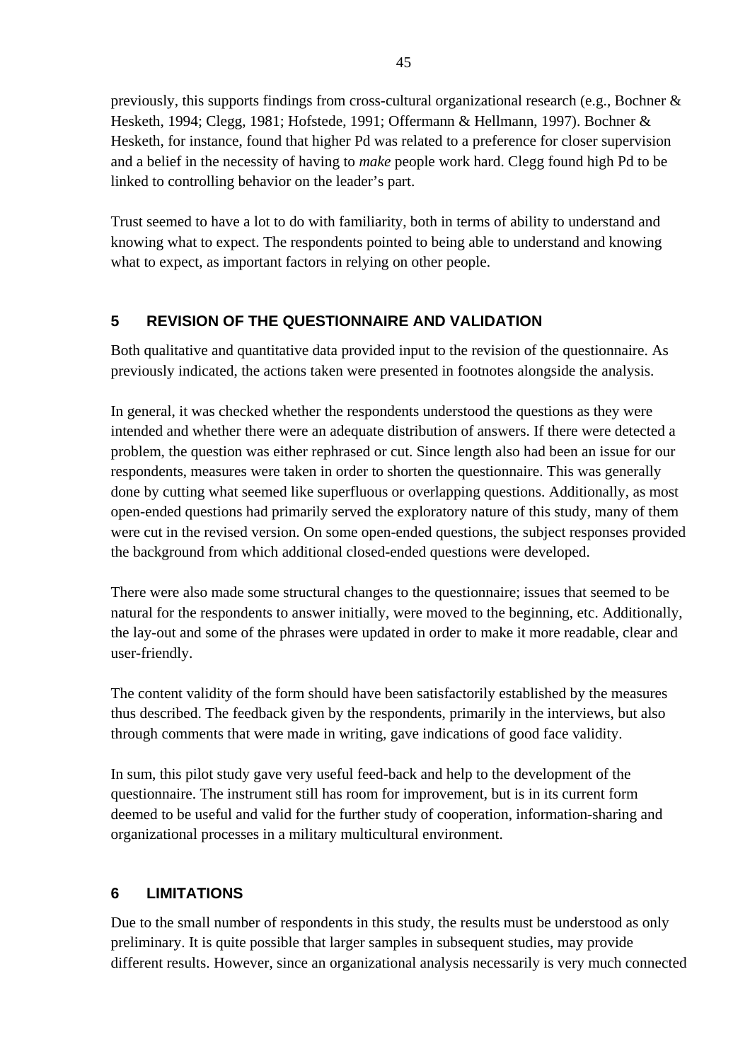previously, this supports findings from cross-cultural organizational research (e.g., Bochner & Hesketh, 1994; Clegg, 1981; Hofstede, 1991; Offermann & Hellmann, 1997). Bochner & Hesketh, for instance, found that higher Pd was related to a preference for closer supervision and a belief in the necessity of having to *make* people work hard. Clegg found high Pd to be linked to controlling behavior on the leader's part.

Trust seemed to have a lot to do with familiarity, both in terms of ability to understand and knowing what to expect. The respondents pointed to being able to understand and knowing what to expect, as important factors in relying on other people.

## 5 REVISION OF THE QUESTIONNAIRE AND VALIDATION

Both qualitative and quantitative data provided input to the revision of the questionnaire. As previously indicated, the actions taken were presented in footnotes alongside the analysis.

In general, it was checked whether the respondents understood the questions as they were intended and whether there were an adequate distribution of answers. If there were detected a problem, the question was either rephrased or cut. Since length also had been an issue for our respondents, measures were taken in order to shorten the questionnaire. This was generally done by cutting what seemed like superfluous or overlapping questions. Additionally, as most open-ended questions had primarily served the exploratory nature of this study, many of them were cut in the revised version. On some open-ended questions, the subject responses provided the background from which additional closed-ended questions were developed.

There were also made some structural changes to the questionnaire; issues that seemed to be natural for the respondents to answer initially, were moved to the beginning, etc. Additionally, the lay-out and some of the phrases were updated in order to make it more readable, clear and user-friendly.

The content validity of the form should have been satisfactorily established by the measures thus described. The feedback given by the respondents, primarily in the interviews, but also through comments that were made in writing, gave indications of good face validity.

In sum, this pilot study gave very useful feed-back and help to the development of the questionnaire. The instrument still has room for improvement, but is in its current form deemed to be useful and valid for the further study of cooperation, information-sharing and organizational processes in a military multicultural environment.

## 6 LIMITATIONS

Due to the small number of respondents in this study, the results must be understood as only preliminary. It is quite possible that larger samples in subsequent studies, may provide different results. However, since an organizational analysis necessarily is very much connected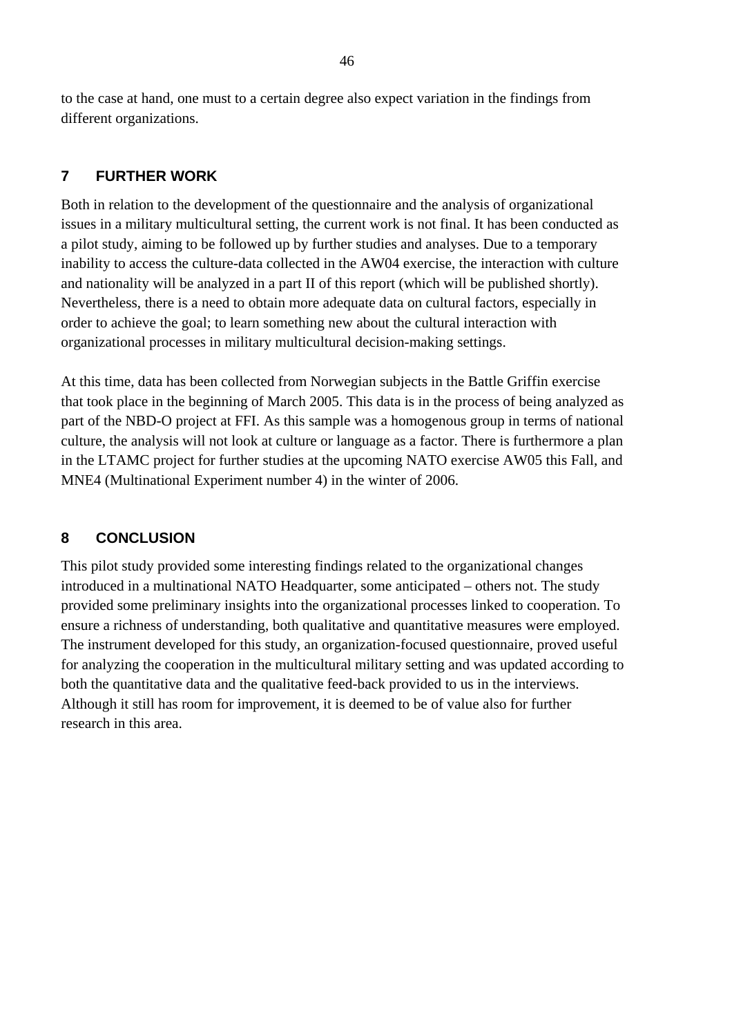to the case at hand, one must to a certain degree also expect variation in the findings from different organizations.

## 7 FURTHER WORK

Both in relation to the development of the questionnaire and the analysis of organizational issues in a military multicultural setting, the current work is not final. It has been conducted as a pilot study, aiming to be followed up by further studies and analyses. Due to a temporary inability to access the culture-data collected in the AW04 exercise, the interaction with culture and nationality will be analyzed in a part II of this report (which will be published shortly). Nevertheless, there is a need to obtain more adequate data on cultural factors, especially in order to achieve the goal; to learn something new about the cultural interaction with organizational processes in military multicultural decision-making settings.

At this time, data has been collected from Norwegian subjects in the Battle Griffin exercise that took place in the beginning of March 2005. This data is in the process of being analyzed as part of the NBD-O project at FFI. As this sample was a homogenous group in terms of national culture, the analysis will not look at culture or language as a factor. There is furthermore a plan in the LTAMC project for further studies at the upcoming NATO exercise AW05 this Fall, and MNE4 (Multinational Experiment number 4) in the winter of 2006.

## 8 CONCLUSION

This pilot study provided some interesting findings related to the organizational changes introduced in a multinational NATO Headquarter, some anticipated – others not. The study provided some preliminary insights into the organizational processes linked to cooperation. To ensure a richness of understanding, both qualitative and quantitative measures were employed. The instrument developed for this study, an organization-focused questionnaire, proved useful for analyzing the cooperation in the multicultural military setting and was updated according to both the quantitative data and the qualitative feed-back provided to us in the interviews. Although it still has room for improvement, it is deemed to be of value also for further research in this area.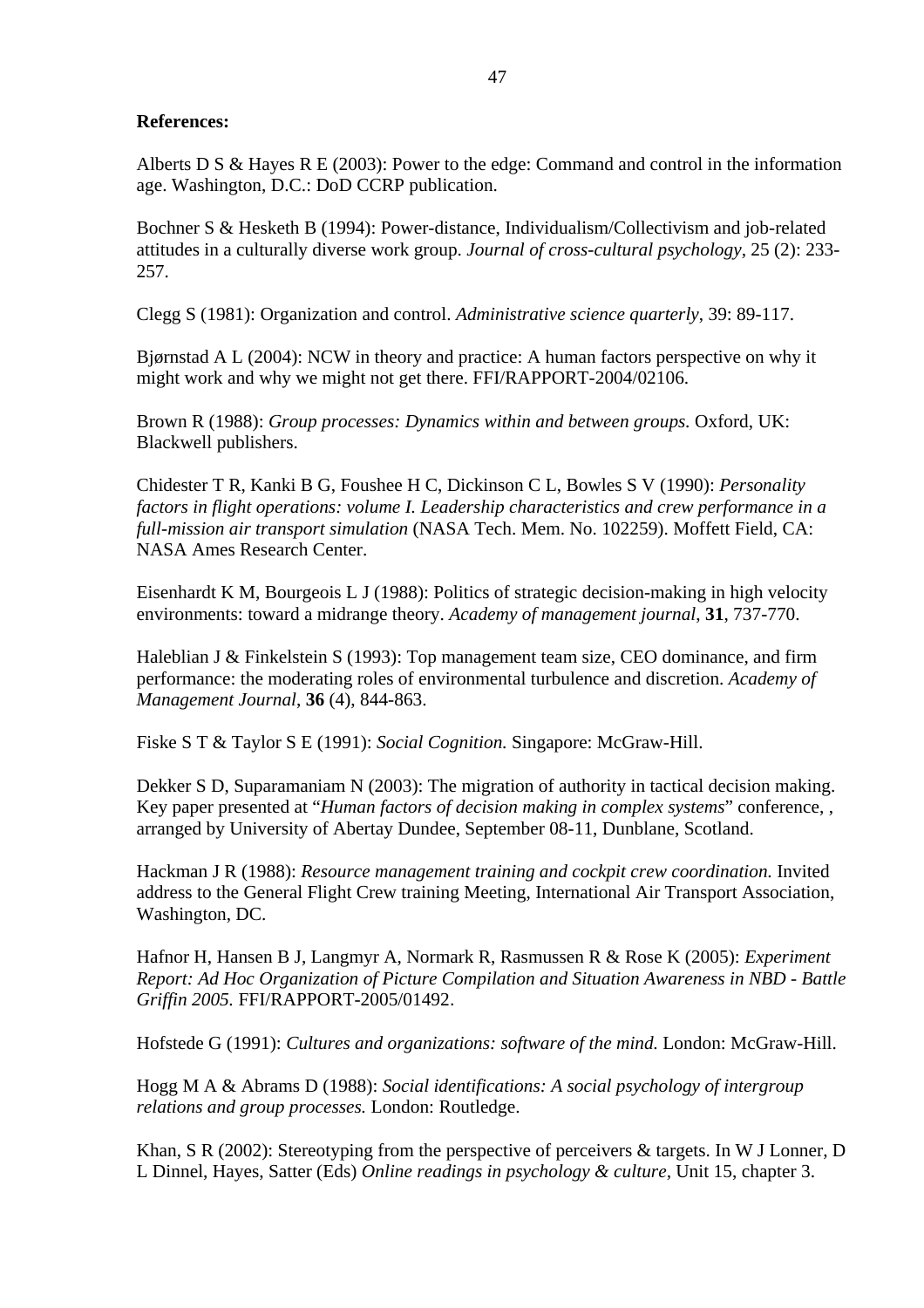**References:**

Alberts D S & Hayes R E (2003): Power to the edge: Command and control in the information age. Washington, D.C.: DoD CCRP publication.

Bochner S & Hesketh B (1994): Power-distance, Individualism/Collectivism and job-related attitudes in a culturally diverse work group. *Journal of cross-cultural psychology*, 25 (2): 233-257.

Clegg S (1981): Organization and control. *Administrative science quarterly*, 39: 89-117.

Bjørnstad A L (2004): NCW in theory and practice: A human factors perspective on why it might work and why we might not get there. FFI/RAPPORT-2004/02106.

Brown R (1988): *Group processes: Dynamics within and between groups.* Oxford, UK: Blackwell publishers.

Chidester T R, Kanki B G, Foushee H C, Dickinson C L, Bowles S V (1990): *Personality factors in flight operations: volume I. Leadership characteristics and crew performance in a full-mission air transport simulation* (NASA Tech. Mem. No. 102259). Moffett Field, CA: NASA Ames Research Center.

Eisenhardt K M, Bourgeois L J (1988): Politics of strategic decision-making in high velocity environments: toward a midrange theory. *Academy of management journal*, **31**, 737-770.

Haleblian J & Finkelstein S (1993): Top management team size, CEO dominance, and firm performance: the moderating roles of environmental turbulence and discretion. *Academy of Management Journal*, **36** (4), 844-863.

Fiske S T & Taylor S E (1991): *Social Cognition.* Singapore: McGraw-Hill.

Dekker S D, Suparamaniam N (2003): The migration of authority in tactical decision making. Key paper presented at "*Human factors of decision making in complex systems*" conference, , arranged by University of Abertay Dundee, September 08-11, Dunblane, Scotland.

Hackman J R (1988): *Resource management training and cockpit crew coordination.* Invited address to the General Flight Crew training Meeting, International Air Transport Association, Washington, DC.

Hafnor H, Hansen B J, Langmyr A, Normark R, Rasmussen R & Rose K (2005): *Experiment Report: Ad Hoc Organization of Picture Compilation and Situation Awareness in NBD - Battle Griffin 2005.* FFI/RAPPORT-2005/01492.

Hofstede G (1991): *Cultures and organizations: software of the mind.* London: McGraw-Hill.

Hogg M A & Abrams D (1988): *Social identifications: A social psychology of intergroup relations and group processes.* London: Routledge.

Khan, S R (2002): Stereotyping from the perspective of perceivers & targets. In W J Lonner, D L Dinnel, Hayes, Satter (Eds) *Online readings in psychology & culture*, Unit 15, chapter 3.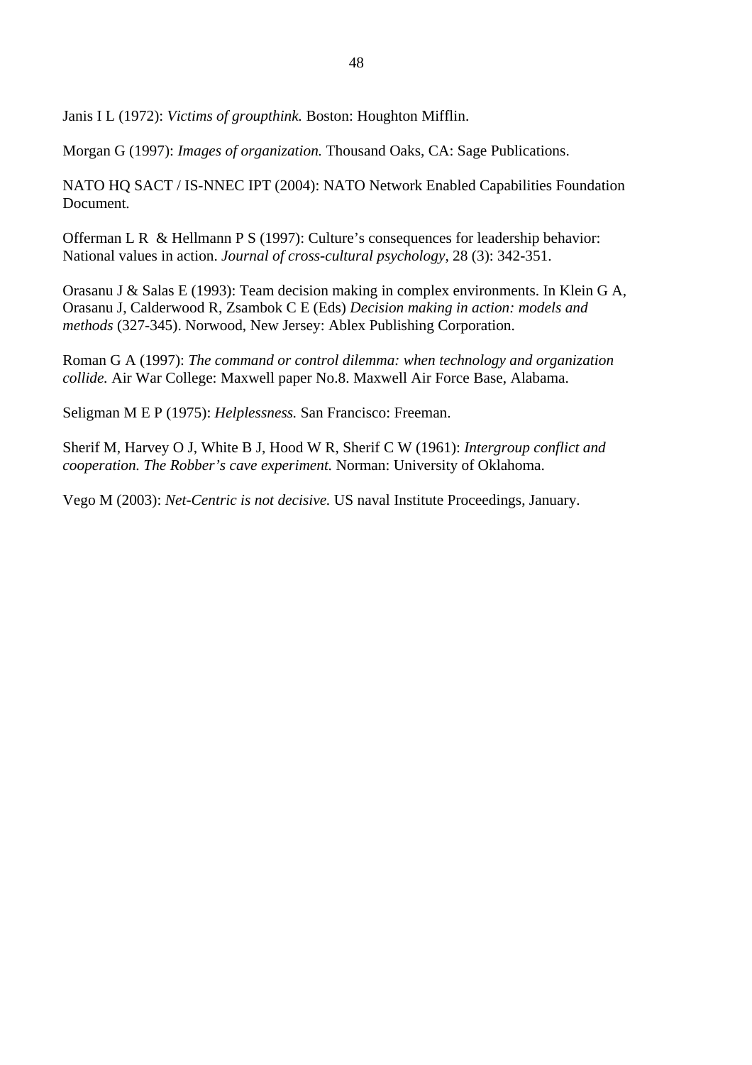Janis I L (1972): *Victims of groupthink.* Boston: Houghton Mifflin.

Morgan G (1997): *Images of organization.* Thousand Oaks, CA: Sage Publications.

NATO HQ SACT / IS-NNEC IPT (2004): NATO Network Enabled Capabilities Foundation Document.

Offerman L R & Hellmann P S (1997): Culture's consequences for leadership behavior: National values in action. *Journal of cross-cultural psychology*, 28 (3): 342-351.

Orasanu J & Salas E (1993): Team decision making in complex environments. In Klein G A, Orasanu J, Calderwood R, Zsambok C E (Eds) *Decision making in action: models and methods* (327-345). Norwood, New Jersey: Ablex Publishing Corporation.

Roman G A (1997): *The command or control dilemma: when technology and organization collide.* Air War College: Maxwell paper No.8. Maxwell Air Force Base, Alabama.

Seligman M E P (1975): *Helplessness.* San Francisco: Freeman.

Sherif M, Harvey O J, White B J, Hood W R, Sherif C W (1961): *Intergroup conflict and cooperation. The Robber's cave experiment.* Norman: University of Oklahoma.

Vego M (2003): *Net-Centric is not decisive.* US naval Institute Proceedings, January.